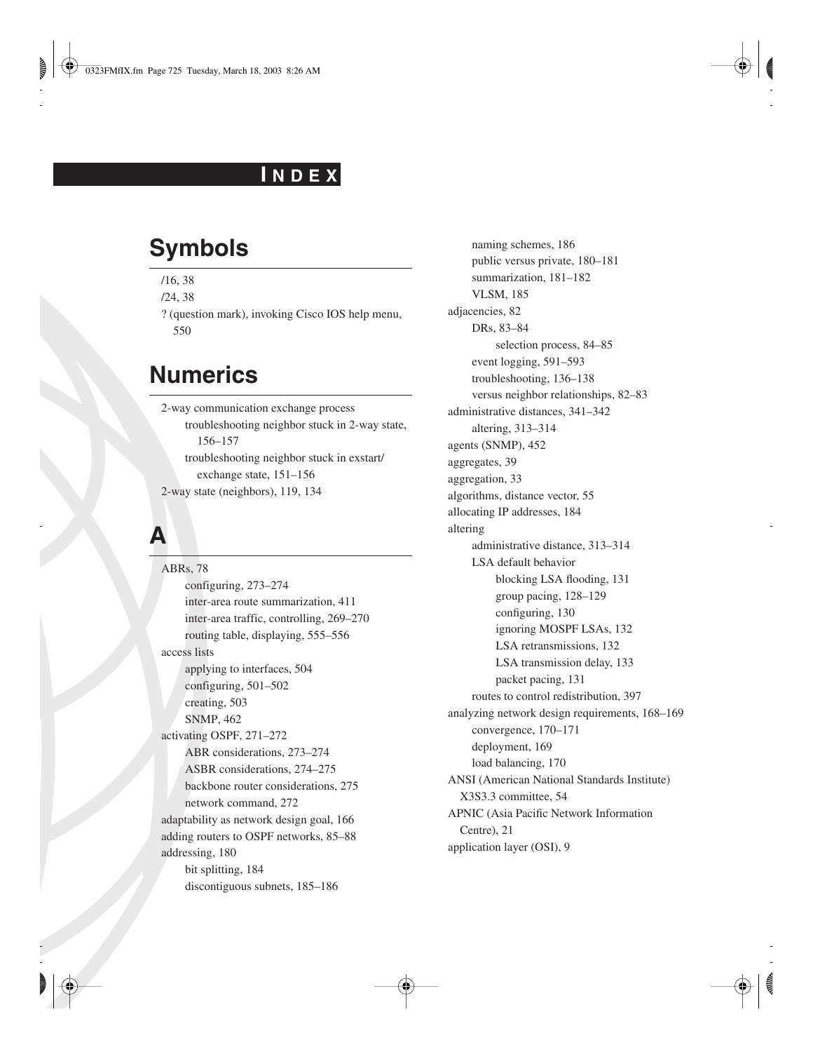# Index

## Symbols

- /16, 38
- /24, 38
- ? (question mark), invoking Cisco IOS help menu, 550

## Numerics

- 2-way communication exchange process
  - troubleshooting neighbor stuck in 2-way state, 156–157
  - troubleshooting neighbor stuck in exstart/exchange state, 151–156
- 2-way state (neighbors), 119, 134

## A

- ABRs, 78
  - configuring, 273–274
  - inter-area route summarization, 411
  - inter-area traffic, controlling, 269–270
  - routing table, displaying, 555–556
- access lists
  - applying to interfaces, 504
  - configuring, 501–502
  - creating, 503
  - SNMP, 462
- activating OSPF, 271–272
  - ABR considerations, 273–274
  - ASBR considerations, 274–275
  - backbone router considerations, 275
  - network command, 272
- adaptability as network design goal, 166
- adding routers to OSPF networks, 85–88
- addressing, 180
  - bit splitting, 184
  - discontiguous subnets, 185–186
  - naming schemes, 186
  - public versus private, 180–181
  - summarization, 181–182
  - VLSM, 185
- adjacencies, 82
  - DRs, 83–84
    - selection process, 84–85
  - event logging, 591–593
  - troubleshooting, 136–138
  - versus neighbor relationships, 82–83
- administrative distances, 341–342
  - altering, 313–314
- agents (SNMP), 452
- aggregates, 39
- aggregation, 33
- algorithms, distance vector, 55
- allocating IP addresses, 184
- altering
  - administrative distance, 313–314
  - LSA default behavior
    - blocking LSA flooding, 131
    - group pacing, 128–129
    - configuring, 130
    - ignoring MOSPF LSAs, 132
    - LSA retransmissions, 132
    - LSA transmission delay, 133
    - packet pacing, 131
  - routes to control redistribution, 397
- analyzing network design requirements, 168–169
  - convergence, 170–171
  - deployment, 169
  - load balancing, 170
- ANSI (American National Standards Institute) X3S3.3 committee, 54
- APNIC (Asia Pacific Network Information Centre), 21
- application layer (OSI), 9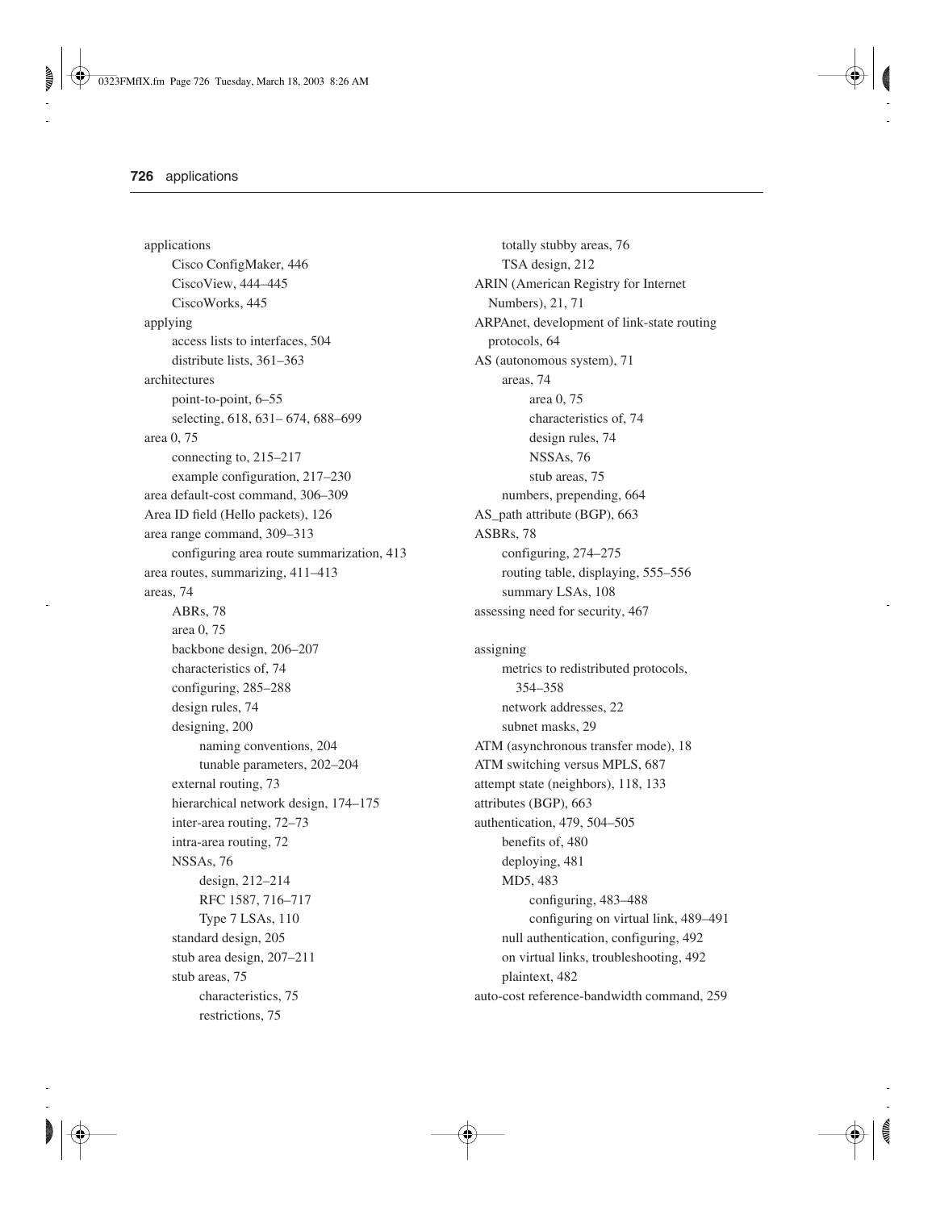applications
- Cisco ConfigMaker, 446
- CiscoView, 444–445
- CiscoWorks, 445

applying
- access lists to interfaces, 504
- distribute lists, 361–363

architectures
- point-to-point, 6–55
- selecting, 618, 631– 674, 688–699

area 0, 75
- connecting to, 215–217
- example configuration, 217–230

area default-cost command, 306–309

Area ID field (Hello packets), 126

area range command, 309–313
- configuring area route summarization, 413

area routes, summarizing, 411–413

areas, 74
- ABRs, 78
- area 0, 75
- backbone design, 206–207
- characteristics of, 74
- configuring, 285–288
- design rules, 74
- designing, 200
  - naming conventions, 204
  - tunable parameters, 202–204
- external routing, 73
- hierarchical network design, 174–175
- inter-area routing, 72–73
- intra-area routing, 72
- NSSAs, 76
  - design, 212–214
  - RFC 1587, 716–717
  - Type 7 LSAs, 110
- standard design, 205
- stub area design, 207–211
- stub areas, 75
  - characteristics, 75
  - restrictions, 75
- totally stubby areas, 76
- TSA design, 212

ARIN (American Registry for Internet Numbers), 21, 71

ARPAnet, development of link-state routing protocols, 64

AS (autonomous system), 71
- areas, 74
  - area 0, 75
  - characteristics of, 74
  - design rules, 74
  - NSSAs, 76
  - stub areas, 75
- numbers, prepending, 664

AS_path attribute (BGP), 663

ASBRs, 78
- configuring, 274–275
- routing table, displaying, 555–556
- summary LSAs, 108

assessing need for security, 467

assigning
- metrics to redistributed protocols, 354–358
- network addresses, 22
- subnet masks, 29

ATM (asynchronous transfer mode), 18

ATM switching versus MPLS, 687

attempt state (neighbors), 118, 133

attributes (BGP), 663

authentication, 479, 504–505
- benefits of, 480
- deploying, 481
- MD5, 483
  - configuring, 483–488
  - configuring on virtual link, 489–491
- null authentication, configuring, 492
- on virtual links, troubleshooting, 492
- plaintext, 482

auto-cost reference-bandwidth command, 259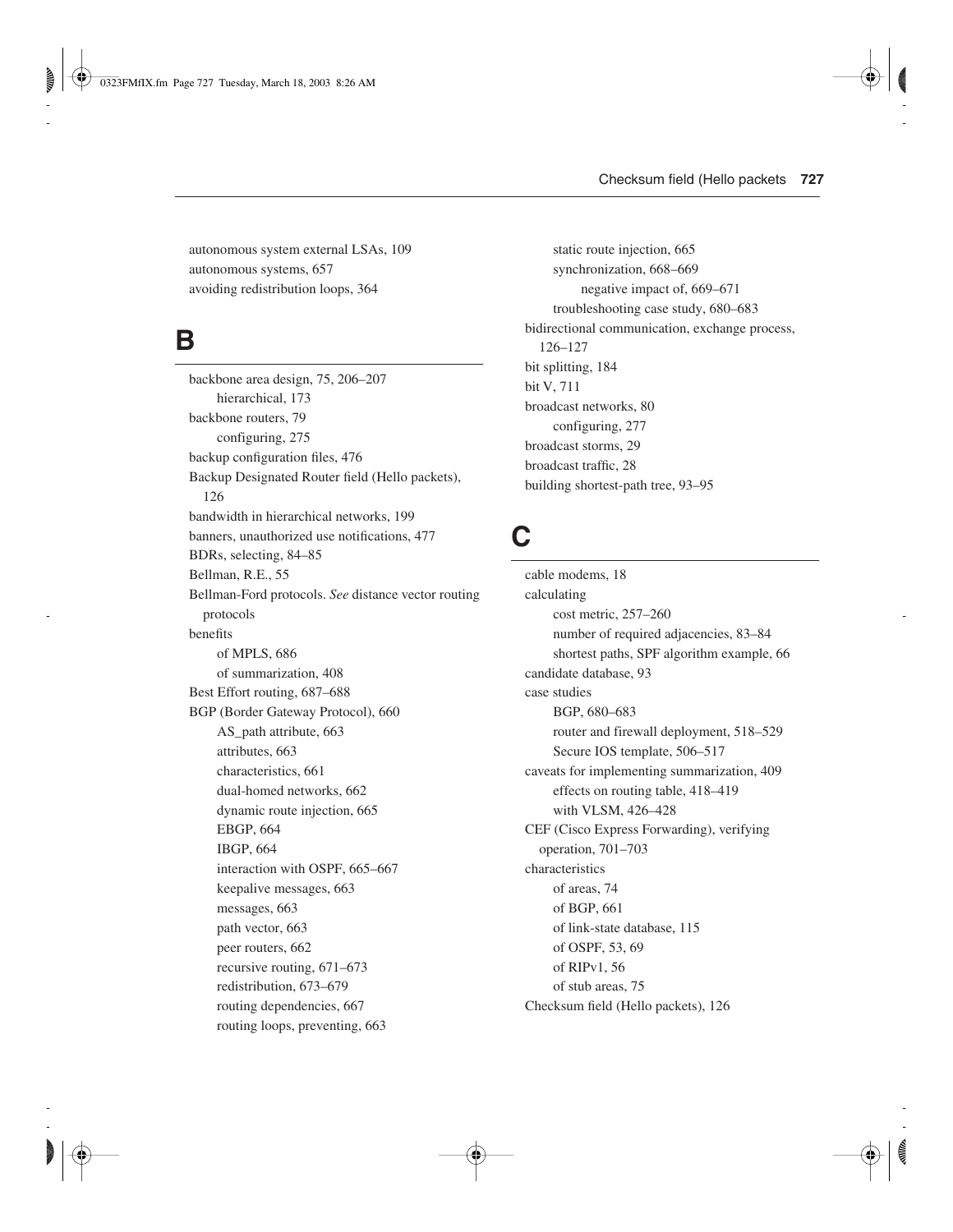autonomous system external LSAs, 109
autonomous systems, 657
avoiding redistribution loops, 364

## B

backbone area design, 75, 206–207
- hierarchical, 173

backbone routers, 79
- configuring, 275

backup configuration files, 476
Backup Designated Router field (Hello packets), 126
bandwidth in hierarchical networks, 199
banners, unauthorized use notifications, 477
BDRs, selecting, 84–85
Bellman, R.E., 55
Bellman-Ford protocols. *See* distance vector routing protocols
benefits
- of MPLS, 686
- of summarization, 408

Best Effort routing, 687–688
BGP (Border Gateway Protocol), 660
- AS_path attribute, 663
- attributes, 663
- characteristics, 661
- dual-homed networks, 662
- dynamic route injection, 665
- EBGP, 664
- IBGP, 664
- interaction with OSPF, 665–667
- keepalive messages, 663
- messages, 663
- path vector, 663
- peer routers, 662
- recursive routing, 671–673
- redistribution, 673–679
- routing dependencies, 667
- routing loops, preventing, 663
- static route injection, 665
- synchronization, 668–669
  - negative impact of, 669–671
- troubleshooting case study, 680–683

bidirectional communication, exchange process, 126–127
bit splitting, 184
bit V, 711
broadcast networks, 80
- configuring, 277

broadcast storms, 29
broadcast traffic, 28
building shortest-path tree, 93–95

## C

cable modems, 18
calculating
- cost metric, 257–260
- number of required adjacencies, 83–84
- shortest paths, SPF algorithm example, 66

candidate database, 93
case studies
- BGP, 680–683
- router and firewall deployment, 518–529
- Secure IOS template, 506–517

caveats for implementing summarization, 409
- effects on routing table, 418–419
- with VLSM, 426–428

CEF (Cisco Express Forwarding), verifying operation, 701–703
characteristics
- of areas, 74
- of BGP, 661
- of link-state database, 115
- of OSPF, 53, 69
- of RIPv1, 56
- of stub areas, 75

Checksum field (Hello packets), 126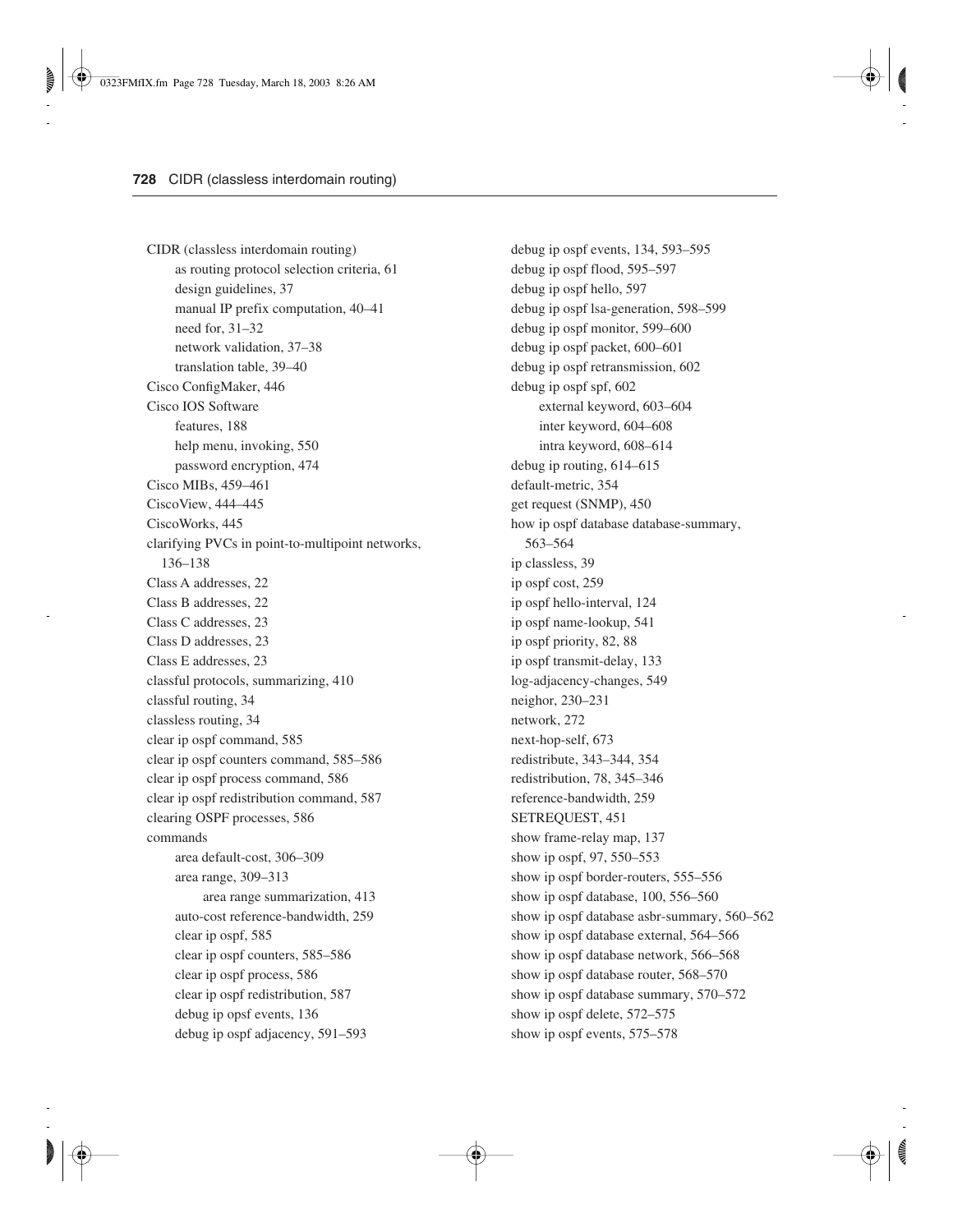CIDR (classless interdomain routing)
- as routing protocol selection criteria, 61
- design guidelines, 37
- manual IP prefix computation, 40–41
- need for, 31–32
- network validation, 37–38
- translation table, 39–40

Cisco ConfigMaker, 446

Cisco IOS Software
- features, 188
- help menu, invoking, 550
- password encryption, 474

Cisco MIBs, 459–461

CiscoView, 444–445

CiscoWorks, 445

clarifying PVCs in point-to-multipoint networks, 136–138

Class A addresses, 22

Class B addresses, 22

Class C addresses, 23

Class D addresses, 23

Class E addresses, 23

classful protocols, summarizing, 410

classful routing, 34

classless routing, 34

clear ip ospf command, 585

clear ip ospf counters command, 585–586

clear ip ospf process command, 586

clear ip ospf redistribution command, 587

clearing OSPF processes, 586

commands
- area default-cost, 306–309
- area range, 309–313
  - area range summarization, 413
- auto-cost reference-bandwidth, 259
- clear ip ospf, 585
- clear ip ospf counters, 585–586
- clear ip ospf process, 586
- clear ip ospf redistribution, 587
- debug ip opsf events, 136
- debug ip ospf adjacency, 591–593
- debug ip ospf events, 134, 593–595
- debug ip ospf flood, 595–597
- debug ip ospf hello, 597
- debug ip ospf lsa-generation, 598–599
- debug ip ospf monitor, 599–600
- debug ip ospf packet, 600–601
- debug ip ospf retransmission, 602
- debug ip ospf spf, 602
  - external keyword, 603–604
  - inter keyword, 604–608
  - intra keyword, 608–614
- debug ip routing, 614–615
- default-metric, 354
- get request (SNMP), 450
- how ip ospf database database-summary, 563–564
- ip classless, 39
- ip ospf cost, 259
- ip ospf hello-interval, 124
- ip ospf name-lookup, 541
- ip ospf priority, 82, 88
- ip ospf transmit-delay, 133
- log-adjacency-changes, 549
- neighor, 230–231
- network, 272
- next-hop-self, 673
- redistribute, 343–344, 354
- redistribution, 78, 345–346
- reference-bandwidth, 259
- SETREQUEST, 451
- show frame-relay map, 137
- show ip ospf, 97, 550–553
- show ip ospf border-routers, 555–556
- show ip ospf database, 100, 556–560
- show ip ospf database asbr-summary, 560–562
- show ip ospf database external, 564–566
- show ip ospf database network, 566–568
- show ip ospf database router, 568–570
- show ip ospf database summary, 570–572
- show ip ospf delete, 572–575
- show ip ospf events, 575–578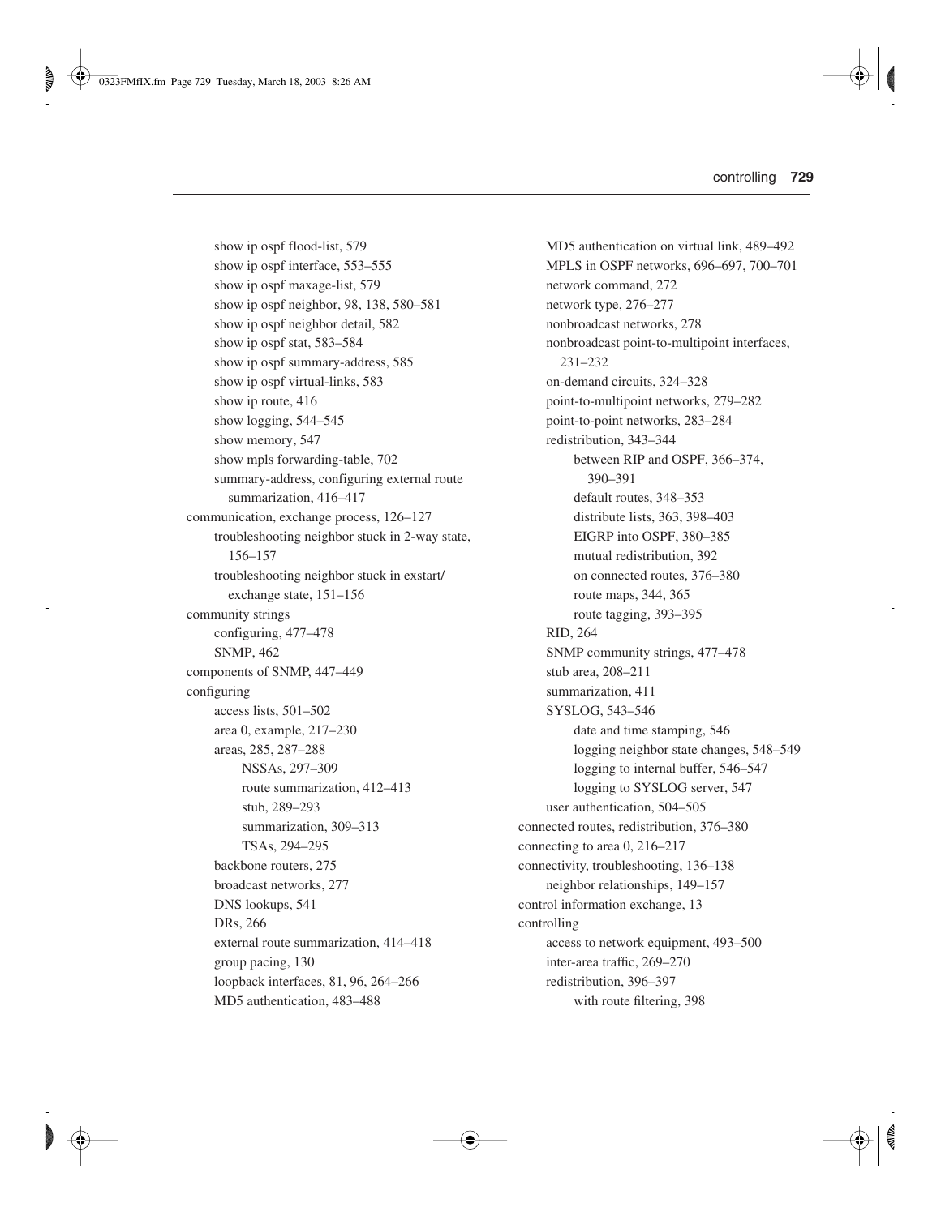- show ip ospf flood-list, 579
- show ip ospf interface, 553–555
- show ip ospf maxage-list, 579
- show ip ospf neighbor, 98, 138, 580–581
- show ip ospf neighbor detail, 582
- show ip ospf stat, 583–584
- show ip ospf summary-address, 585
- show ip ospf virtual-links, 583
- show ip route, 416
- show logging, 544–545
- show memory, 547
- show mpls forwarding-table, 702
- summary-address, configuring external route summarization, 416–417

communication, exchange process, 126–127
- troubleshooting neighbor stuck in 2-way state, 156–157
- troubleshooting neighbor stuck in exstart/exchange state, 151–156

community strings
- configuring, 477–478
- SNMP, 462

components of SNMP, 447–449

configuring
- access lists, 501–502
- area 0, example, 217–230
- areas, 285, 287–288
  - NSSAs, 297–309
  - route summarization, 412–413
  - stub, 289–293
  - summarization, 309–313
  - TSAs, 294–295
- backbone routers, 275
- broadcast networks, 277
- DNS lookups, 541
- DRs, 266
- external route summarization, 414–418
- group pacing, 130
- loopback interfaces, 81, 96, 264–266
- MD5 authentication, 483–488
- MD5 authentication on virtual link, 489–492
- MPLS in OSPF networks, 696–697, 700–701
- network command, 272
- network type, 276–277
- nonbroadcast networks, 278
- nonbroadcast point-to-multipoint interfaces, 231–232
- on-demand circuits, 324–328
- point-to-multipoint networks, 279–282
- point-to-point networks, 283–284
- redistribution, 343–344
  - between RIP and OSPF, 366–374, 390–391
  - default routes, 348–353
  - distribute lists, 363, 398–403
  - EIGRP into OSPF, 380–385
  - mutual redistribution, 392
  - on connected routes, 376–380
  - route maps, 344, 365
  - route tagging, 393–395
- RID, 264
- SNMP community strings, 477–478
- stub area, 208–211
- summarization, 411
- SYSLOG, 543–546
  - date and time stamping, 546
  - logging neighbor state changes, 548–549
  - logging to internal buffer, 546–547
  - logging to SYSLOG server, 547
- user authentication, 504–505

connected routes, redistribution, 376–380

connecting to area 0, 216–217

connectivity, troubleshooting, 136–138
- neighbor relationships, 149–157

control information exchange, 13

controlling
- access to network equipment, 493–500
- inter-area traffic, 269–270
- redistribution, 396–397
  - with route filtering, 398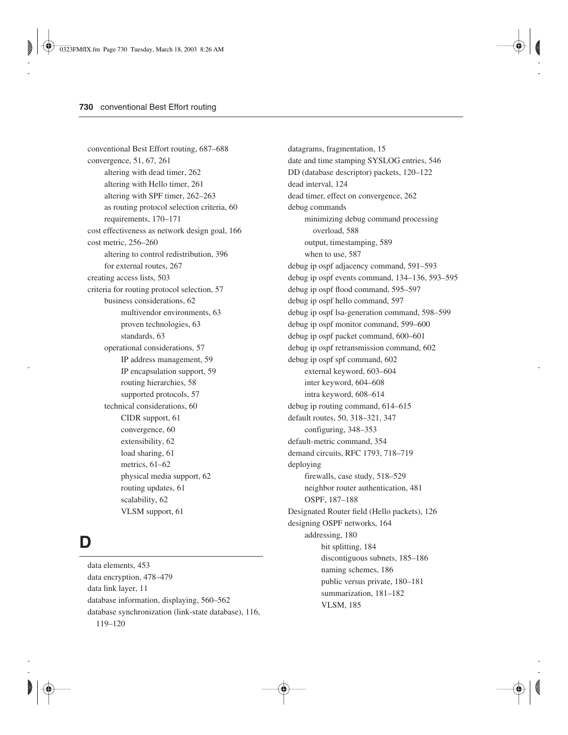conventional Best Effort routing, 687–688
convergence, 51, 67, 261
  altering with dead timer, 262
  altering with Hello timer, 261
  altering with SPF timer, 262–263
  as routing protocol selection criteria, 60
  requirements, 170–171
cost effectiveness as network design goal, 166
cost metric, 256–260
  altering to control redistribution, 396
  for external routes, 267
creating access lists, 503
criteria for routing protocol selection, 57
  business considerations, 62
    multivendor environments, 63
    proven technologies, 63
    standards, 63
  operational considerations, 57
    IP address management, 59
    IP encapsulation support, 59
    routing hierarchies, 58
    supported protocols, 57
  technical considerations, 60
    CIDR support, 61
    convergence, 60
    extensibility, 62
    load sharing, 61
    metrics, 61–62
    physical media support, 62
    routing updates, 61
    scalability, 62
    VLSM support, 61

# D

data elements, 453
data encryption, 478–479
data link layer, 11
database information, displaying, 560–562
database synchronization (link-state database), 116, 119–120
datagrams, fragmentation, 15
date and time stamping SYSLOG entries, 546
DD (database descriptor) packets, 120–122
dead interval, 124
dead timer, effect on convergence, 262
debug commands
  minimizing debug command processing overload, 588
  output, timestamping, 589
  when to use, 587
debug ip ospf adjacency command, 591–593
debug ip ospf events command, 134–136, 593–595
debug ip ospf flood command, 595–597
debug ip ospf hello command, 597
debug ip ospf lsa-generation command, 598–599
debug ip ospf monitor command, 599–600
debug ip ospf packet command, 600–601
debug ip ospf retransmission command, 602
debug ip ospf spf command, 602
  external keyword, 603–604
  inter keyword, 604–608
  intra keyword, 608–614
debug ip routing command, 614–615
default routes, 50, 318–321, 347
  configuring, 348–353
default-metric command, 354
demand circuits, RFC 1793, 718–719
deploying
  firewalls, case study, 518–529
  neighbor router authentication, 481
  OSPF, 187–188
Designated Router field (Hello packets), 126
designing OSPF networks, 164
  addressing, 180
    bit splitting, 184
    discontiguous subnets, 185–186
    naming schemes, 186
    public versus private, 180–181
    summarization, 181–182
    VLSM, 185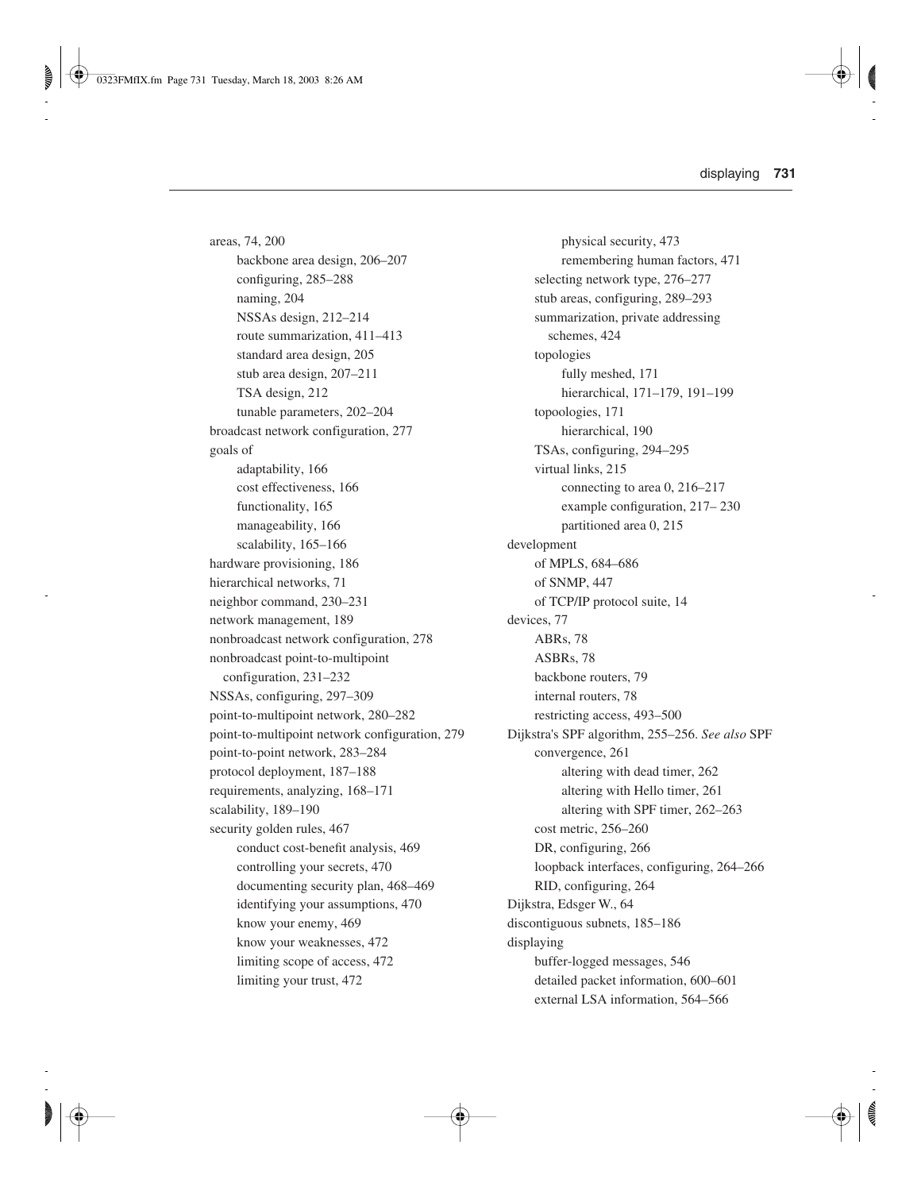areas, 74, 200
- backbone area design, 206–207
- configuring, 285–288
- naming, 204
- NSSAs design, 212–214
- route summarization, 411–413
- standard area design, 205
- stub area design, 207–211
- TSA design, 212
- tunable parameters, 202–204

broadcast network configuration, 277

goals of
- adaptability, 166
- cost effectiveness, 166
- functionality, 165
- manageability, 166
- scalability, 165–166

hardware provisioning, 186

hierarchical networks, 71

neighbor command, 230–231

network management, 189

nonbroadcast network configuration, 278

nonbroadcast point-to-multipoint configuration, 231–232

NSSAs, configuring, 297–309

point-to-multipoint network, 280–282

point-to-multipoint network configuration, 279

point-to-point network, 283–284

protocol deployment, 187–188

requirements, analyzing, 168–171

scalability, 189–190

security golden rules, 467
- conduct cost-benefit analysis, 469
- controlling your secrets, 470
- documenting security plan, 468–469
- identifying your assumptions, 470
- know your enemy, 469
- know your weaknesses, 472
- limiting scope of access, 472
- limiting your trust, 472
- physical security, 473
- remembering human factors, 471

selecting network type, 276–277

stub areas, configuring, 289–293

summarization, private addressing schemes, 424

topologies
- fully meshed, 171
- hierarchical, 171–179, 191–199

topoologies, 171
- hierarchical, 190

TSAs, configuring, 294–295

virtual links, 215
- connecting to area 0, 216–217
- example configuration, 217– 230
- partitioned area 0, 215

development
- of MPLS, 684–686
- of SNMP, 447
- of TCP/IP protocol suite, 14

devices, 77
- ABRs, 78
- ASBRs, 78
- backbone routers, 79
- internal routers, 78
- restricting access, 493–500

Dijkstra's SPF algorithm, 255–256. *See also* SPF
- convergence, 261
  - altering with dead timer, 262
  - altering with Hello timer, 261
  - altering with SPF timer, 262–263
- cost metric, 256–260
- DR, configuring, 266
- loopback interfaces, configuring, 264–266
- RID, configuring, 264

Dijkstra, Edsger W., 64

discontiguous subnets, 185–186

displaying
- buffer-logged messages, 546
- detailed packet information, 600–601
- external LSA information, 564–566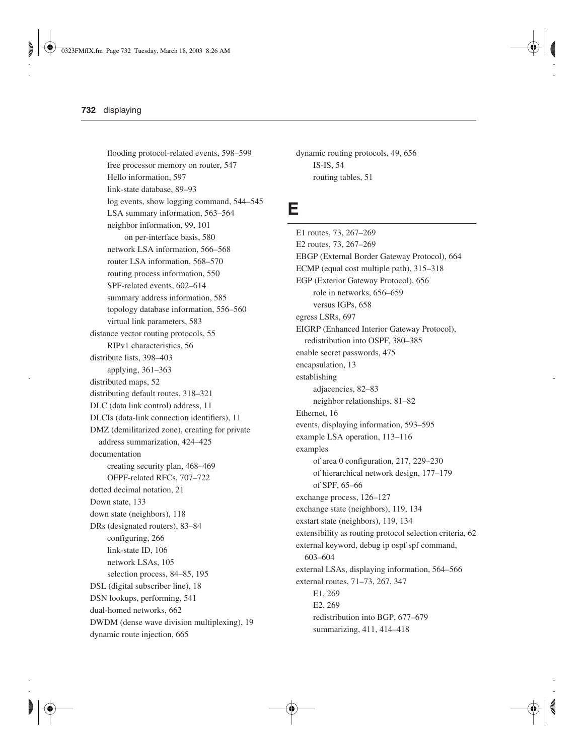- flooding protocol-related events, 598–599
- free processor memory on router, 547
- Hello information, 597
- link-state database, 89–93
- log events, show logging command, 544–545
- LSA summary information, 563–564
- neighbor information, 99, 101
  - on per-interface basis, 580
- network LSA information, 566–568
- router LSA information, 568–570
- routing process information, 550
- SPF-related events, 602–614
- summary address information, 585
- topology database information, 556–560
- virtual link parameters, 583

distance vector routing protocols, 55
- RIPv1 characteristics, 56

distribute lists, 398–403
- applying, 361–363

distributed maps, 52
distributing default routes, 318–321
DLC (data link control) address, 11
DLCIs (data-link connection identifiers), 11
DMZ (demilitarized zone), creating for private address summarization, 424–425
documentation
- creating security plan, 468–469
- OFPF-related RFCs, 707–722

dotted decimal notation, 21
Down state, 133
down state (neighbors), 118
DRs (designated routers), 83–84
- configuring, 266
- link-state ID, 106
- network LSAs, 105
- selection process, 84–85, 195

DSL (digital subscriber line), 18
DSN lookups, performing, 541
dual-homed networks, 662
DWDM (dense wave division multiplexing), 19
dynamic route injection, 665
dynamic routing protocols, 49, 656
- IS-IS, 54
- routing tables, 51

# E

E1 routes, 73, 267–269
E2 routes, 73, 267–269
EBGP (External Border Gateway Protocol), 664
ECMP (equal cost multiple path), 315–318
EGP (Exterior Gateway Protocol), 656
- role in networks, 656–659
- versus IGPs, 658

egress LSRs, 697
EIGRP (Enhanced Interior Gateway Protocol), redistribution into OSPF, 380–385
enable secret passwords, 475
encapsulation, 13
establishing
- adjacencies, 82–83
- neighbor relationships, 81–82

Ethernet, 16
events, displaying information, 593–595
example LSA operation, 113–116
examples
- of area 0 configuration, 217, 229–230
- of hierarchical network design, 177–179
- of SPF, 65–66

exchange process, 126–127
exchange state (neighbors), 119, 134
exstart state (neighbors), 119, 134
extensibility as routing protocol selection criteria, 62
external keyword, debug ip ospf spf command, 603–604
external LSAs, displaying information, 564–566
external routes, 71–73, 267, 347
- E1, 269
- E2, 269
- redistribution into BGP, 677–679
- summarizing, 411, 414–418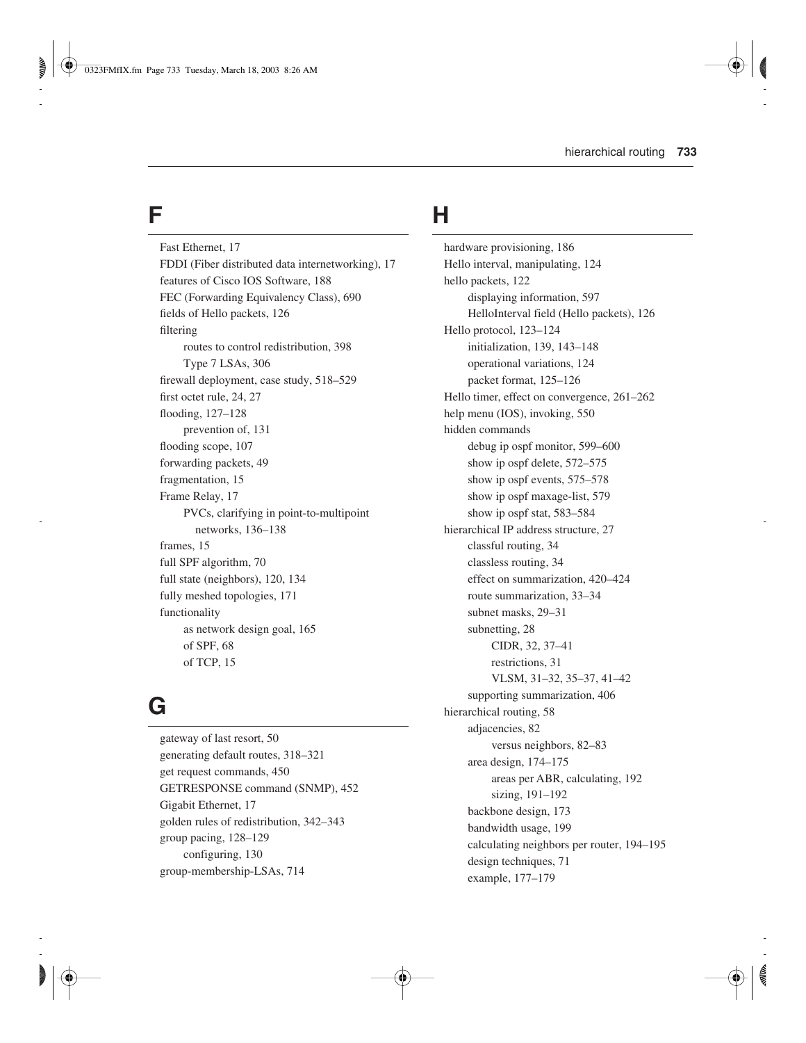## F

Fast Ethernet, 17
FDDI (Fiber distributed data internetworking), 17
features of Cisco IOS Software, 188
FEC (Forwarding Equivalency Class), 690
fields of Hello packets, 126
filtering
- routes to control redistribution, 398
- Type 7 LSAs, 306

firewall deployment, case study, 518–529
first octet rule, 24, 27
flooding, 127–128
- prevention of, 131

flooding scope, 107
forwarding packets, 49
fragmentation, 15
Frame Relay, 17
- PVCs, clarifying in point-to-multipoint networks, 136–138

frames, 15
full SPF algorithm, 70
full state (neighbors), 120, 134
fully meshed topologies, 171
functionality
- as network design goal, 165
- of SPF, 68
- of TCP, 15

## G

gateway of last resort, 50
generating default routes, 318–321
get request commands, 450
GETRESPONSE command (SNMP), 452
Gigabit Ethernet, 17
golden rules of redistribution, 342–343
group pacing, 128–129
- configuring, 130

group-membership-LSAs, 714

## H

hardware provisioning, 186
Hello interval, manipulating, 124
hello packets, 122
- displaying information, 597
- HelloInterval field (Hello packets), 126

Hello protocol, 123–124
- initialization, 139, 143–148
- operational variations, 124
- packet format, 125–126

Hello timer, effect on convergence, 261–262
help menu (IOS), invoking, 550
hidden commands
- debug ip ospf monitor, 599–600
- show ip ospf delete, 572–575
- show ip ospf events, 575–578
- show ip ospf maxage-list, 579
- show ip ospf stat, 583–584

hierarchical IP address structure, 27
- classful routing, 34
- classless routing, 34
- effect on summarization, 420–424
- route summarization, 33–34
- subnet masks, 29–31
- subnetting, 28
  - CIDR, 32, 37–41
  - restrictions, 31
  - VLSM, 31–32, 35–37, 41–42
- supporting summarization, 406

hierarchical routing, 58
- adjacencies, 82
  - versus neighbors, 82–83
- area design, 174–175
  - areas per ABR, calculating, 192
  - sizing, 191–192
- backbone design, 173
- bandwidth usage, 199
- calculating neighbors per router, 194–195
- design techniques, 71
- example, 177–179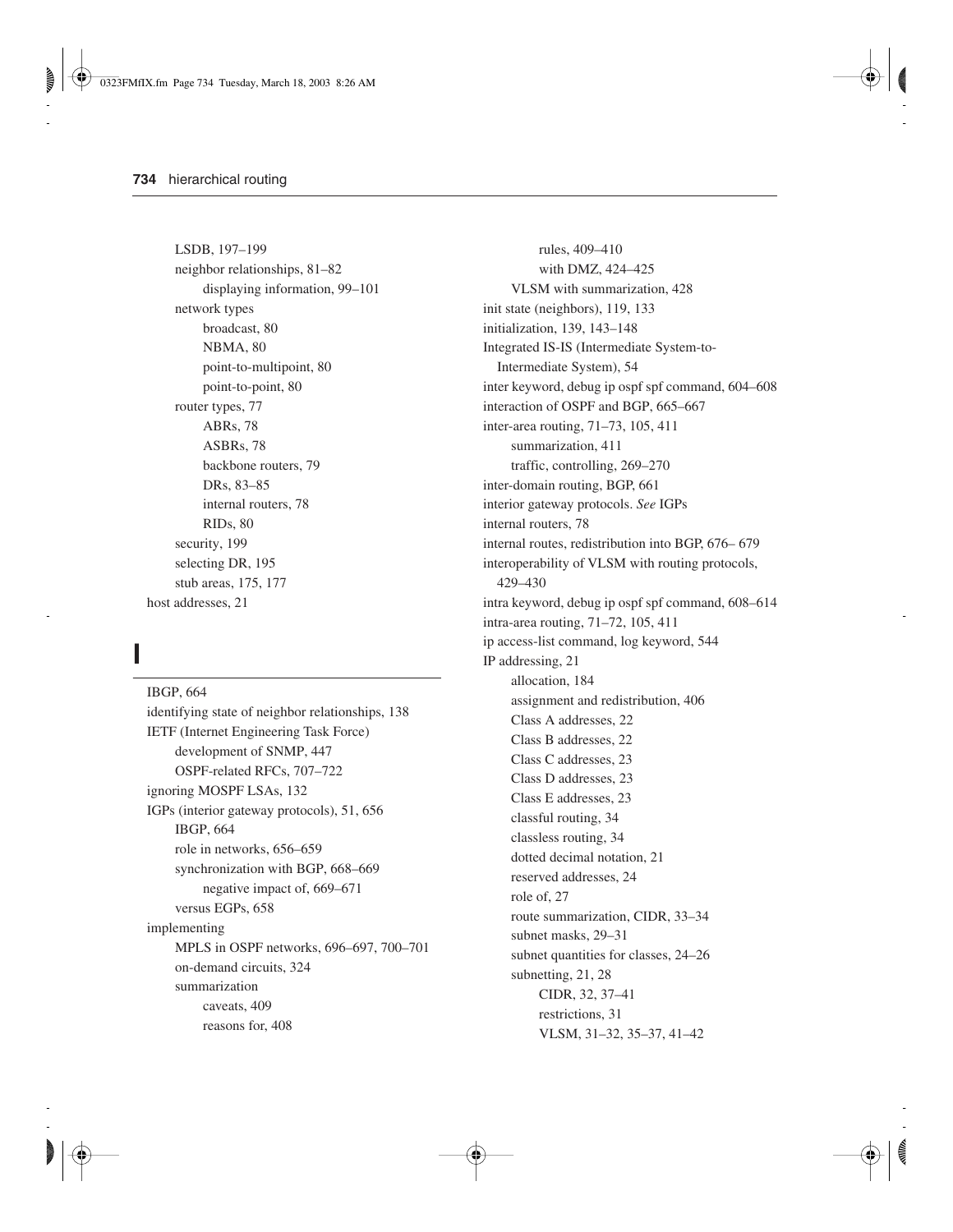LSDB, 197–199
    neighbor relationships, 81–82
        displaying information, 99–101
    network types
        broadcast, 80
        NBMA, 80
        point-to-multipoint, 80
        point-to-point, 80
    router types, 77
        ABRs, 78
        ASBRs, 78
        backbone routers, 79
        DRs, 83–85
        internal routers, 78
        RIDs, 80
    security, 199
    selecting DR, 195
    stub areas, 175, 177
host addresses, 21

# I

IBGP, 664
identifying state of neighbor relationships, 138
IETF (Internet Engineering Task Force)
    development of SNMP, 447
    OSPF-related RFCs, 707–722
ignoring MOSPF LSAs, 132
IGPs (interior gateway protocols), 51, 656
    IBGP, 664
    role in networks, 656–659
    synchronization with BGP, 668–669
        negative impact of, 669–671
    versus EGPs, 658
implementing
    MPLS in OSPF networks, 696–697, 700–701
    on-demand circuits, 324
    summarization
        caveats, 409
        reasons for, 408
        rules, 409–410
        with DMZ, 424–425
    VLSM with summarization, 428
init state (neighbors), 119, 133
initialization, 139, 143–148
Integrated IS-IS (Intermediate System-to-Intermediate System), 54
inter keyword, debug ip ospf spf command, 604–608
interaction of OSPF and BGP, 665–667
inter-area routing, 71–73, 105, 411
    summarization, 411
    traffic, controlling, 269–270
inter-domain routing, BGP, 661
interior gateway protocols. *See* IGPs
internal routers, 78
internal routes, redistribution into BGP, 676– 679
interoperability of VLSM with routing protocols, 429–430
intra keyword, debug ip ospf spf command, 608–614
intra-area routing, 71–72, 105, 411
ip access-list command, log keyword, 544
IP addressing, 21
    allocation, 184
    assignment and redistribution, 406
    Class A addresses, 22
    Class B addresses, 22
    Class C addresses, 23
    Class D addresses, 23
    Class E addresses, 23
    classful routing, 34
    classless routing, 34
    dotted decimal notation, 21
    reserved addresses, 24
    role of, 27
    route summarization, CIDR, 33–34
    subnet masks, 29–31
    subnet quantities for classes, 24–26
    subnetting, 21, 28
        CIDR, 32, 37–41
        restrictions, 31
        VLSM, 31–32, 35–37, 41–42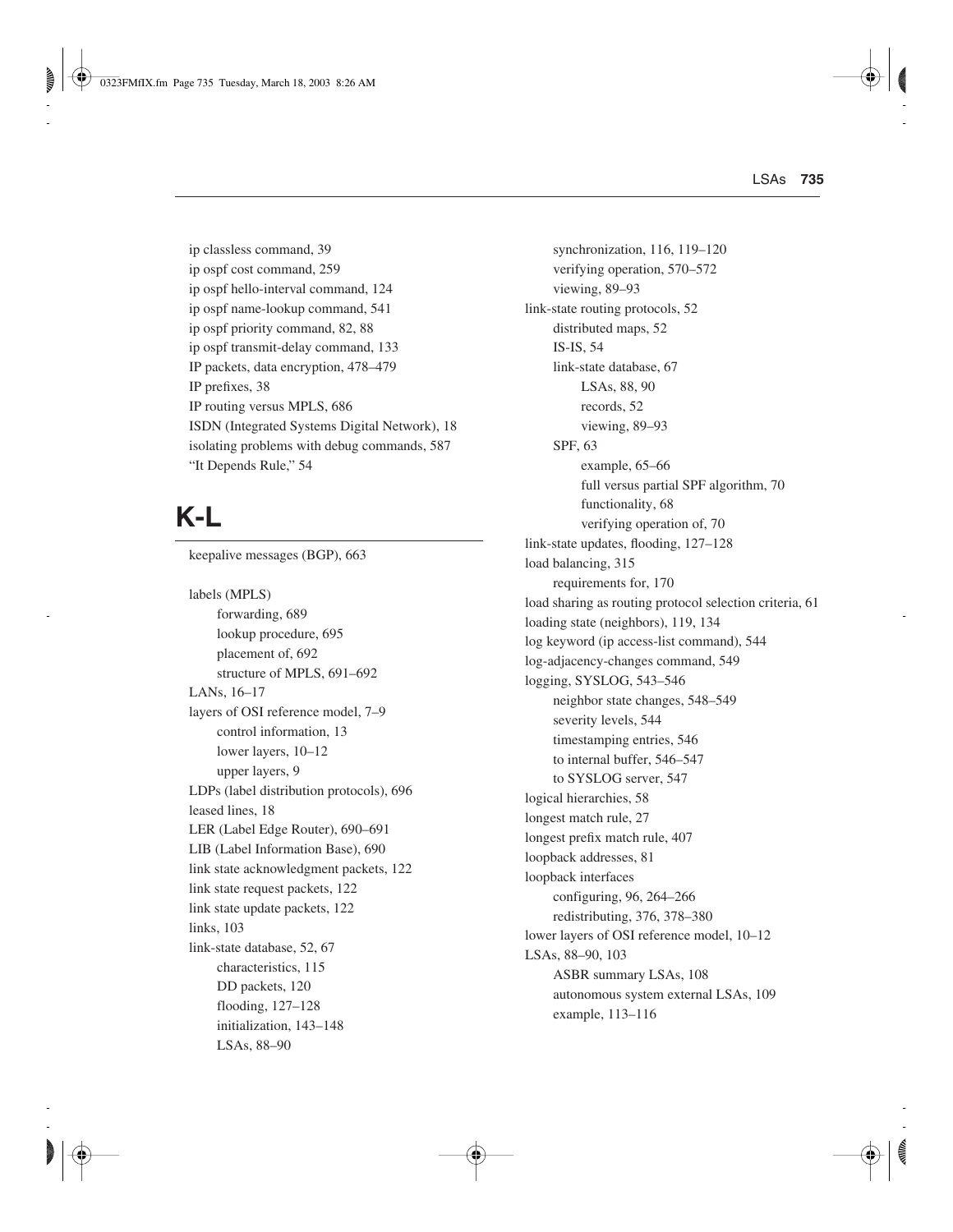ip classless command, 39
ip ospf cost command, 259
ip ospf hello-interval command, 124
ip ospf name-lookup command, 541
ip ospf priority command, 82, 88
ip ospf transmit-delay command, 133
IP packets, data encryption, 478–479
IP prefixes, 38
IP routing versus MPLS, 686
ISDN (Integrated Systems Digital Network), 18
isolating problems with debug commands, 587
"It Depends Rule," 54

# K-L

keepalive messages (BGP), 663

labels (MPLS)
- forwarding, 689
- lookup procedure, 695
- placement of, 692
- structure of MPLS, 691–692

LANs, 16–17
layers of OSI reference model, 7–9
- control information, 13
- lower layers, 10–12
- upper layers, 9

LDPs (label distribution protocols), 696
leased lines, 18
LER (Label Edge Router), 690–691
LIB (Label Information Base), 690
link state acknowledgment packets, 122
link state request packets, 122
link state update packets, 122
links, 103
link-state database, 52, 67
- characteristics, 115
- DD packets, 120
- flooding, 127–128
- initialization, 143–148
- LSAs, 88–90
- synchronization, 116, 119–120
- verifying operation, 570–572
- viewing, 89–93

link-state routing protocols, 52
- distributed maps, 52
- IS-IS, 54
- link-state database, 67
  - LSAs, 88, 90
  - records, 52
  - viewing, 89–93
- SPF, 63
  - example, 65–66
  - full versus partial SPF algorithm, 70
  - functionality, 68
  - verifying operation of, 70

link-state updates, flooding, 127–128
load balancing, 315
- requirements for, 170

load sharing as routing protocol selection criteria, 61
loading state (neighbors), 119, 134
log keyword (ip access-list command), 544
log-adjacency-changes command, 549
logging, SYSLOG, 543–546
- neighbor state changes, 548–549
- severity levels, 544
- timestamping entries, 546
- to internal buffer, 546–547
- to SYSLOG server, 547

logical hierarchies, 58
longest match rule, 27
longest prefix match rule, 407
loopback addresses, 81
loopback interfaces
- configuring, 96, 264–266
- redistributing, 376, 378–380

lower layers of OSI reference model, 10–12
LSAs, 88–90, 103
- ASBR summary LSAs, 108
- autonomous system external LSAs, 109
- example, 113–116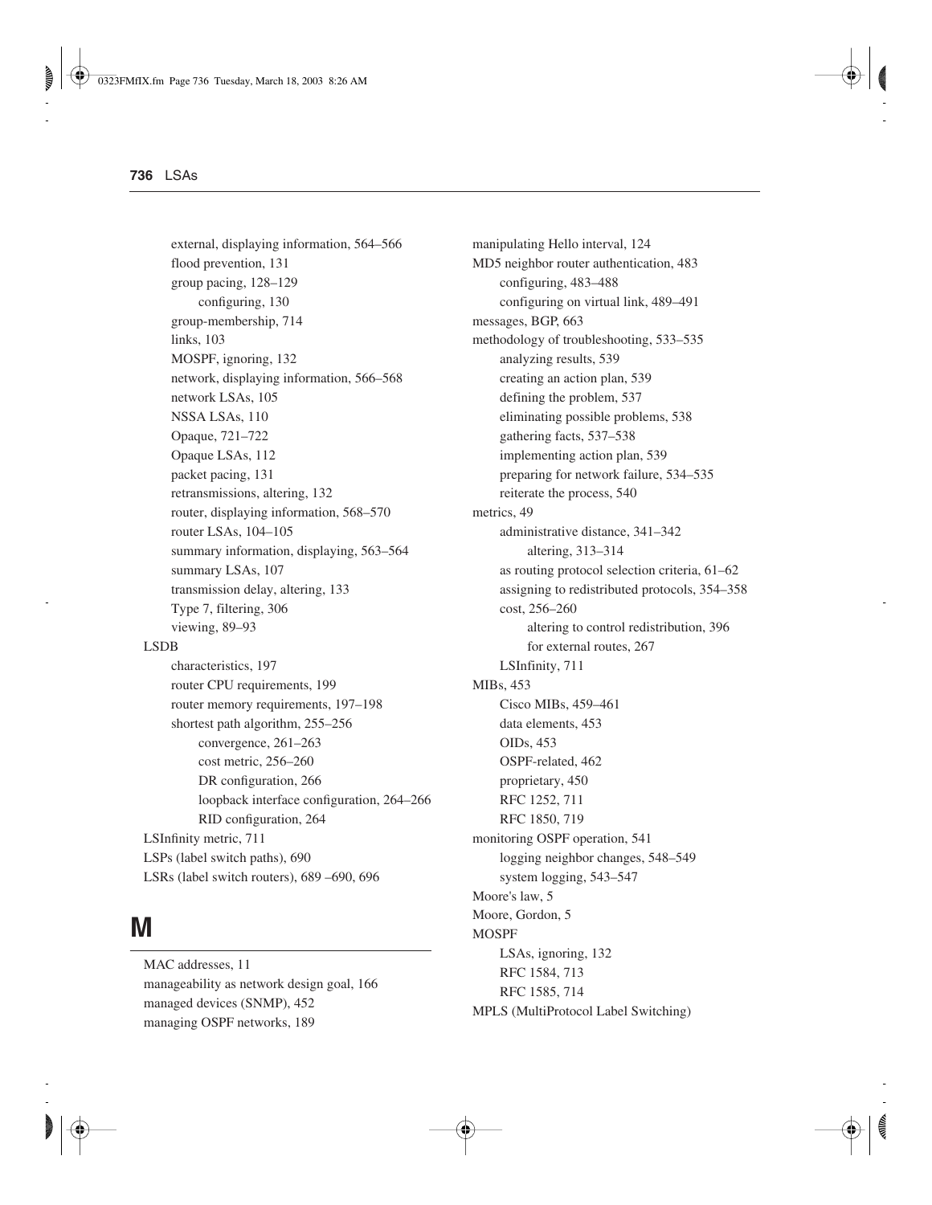- external, displaying information, 564–566
  - flood prevention, 131
  - group pacing, 128–129
    - configuring, 130
  - group-membership, 714
  - links, 103
  - MOSPF, ignoring, 132
  - network, displaying information, 566–568
  - network LSAs, 105
  - NSSA LSAs, 110
  - Opaque, 721–722
  - Opaque LSAs, 112
  - packet pacing, 131
  - retransmissions, altering, 132
  - router, displaying information, 568–570
  - router LSAs, 104–105
  - summary information, displaying, 563–564
  - summary LSAs, 107
  - transmission delay, altering, 133
  - Type 7, filtering, 306
  - viewing, 89–93
- LSDB
  - characteristics, 197
  - router CPU requirements, 199
  - router memory requirements, 197–198
  - shortest path algorithm, 255–256
    - convergence, 261–263
    - cost metric, 256–260
    - DR configuration, 266
    - loopback interface configuration, 264–266
    - RID configuration, 264
- LSInfinity metric, 711
- LSPs (label switch paths), 690
- LSRs (label switch routers), 689 –690, 696

# M

- MAC addresses, 11
- manageability as network design goal, 166
- managed devices (SNMP), 452
- managing OSPF networks, 189
- manipulating Hello interval, 124
- MD5 neighbor router authentication, 483
  - configuring, 483–488
  - configuring on virtual link, 489–491
- messages, BGP, 663
- methodology of troubleshooting, 533–535
  - analyzing results, 539
  - creating an action plan, 539
  - defining the problem, 537
  - eliminating possible problems, 538
  - gathering facts, 537–538
  - implementing action plan, 539
  - preparing for network failure, 534–535
  - reiterate the process, 540
- metrics, 49
  - administrative distance, 341–342
    - altering, 313–314
  - as routing protocol selection criteria, 61–62
  - assigning to redistributed protocols, 354–358
  - cost, 256–260
    - altering to control redistribution, 396
    - for external routes, 267
  - LSInfinity, 711
- MIBs, 453
  - Cisco MIBs, 459–461
  - data elements, 453
  - OIDs, 453
  - OSPF-related, 462
  - proprietary, 450
  - RFC 1252, 711
  - RFC 1850, 719
- monitoring OSPF operation, 541
  - logging neighbor changes, 548–549
  - system logging, 543–547
- Moore's law, 5
- Moore, Gordon, 5
- MOSPF
  - LSAs, ignoring, 132
  - RFC 1584, 713
  - RFC 1585, 714
- MPLS (MultiProtocol Label Switching)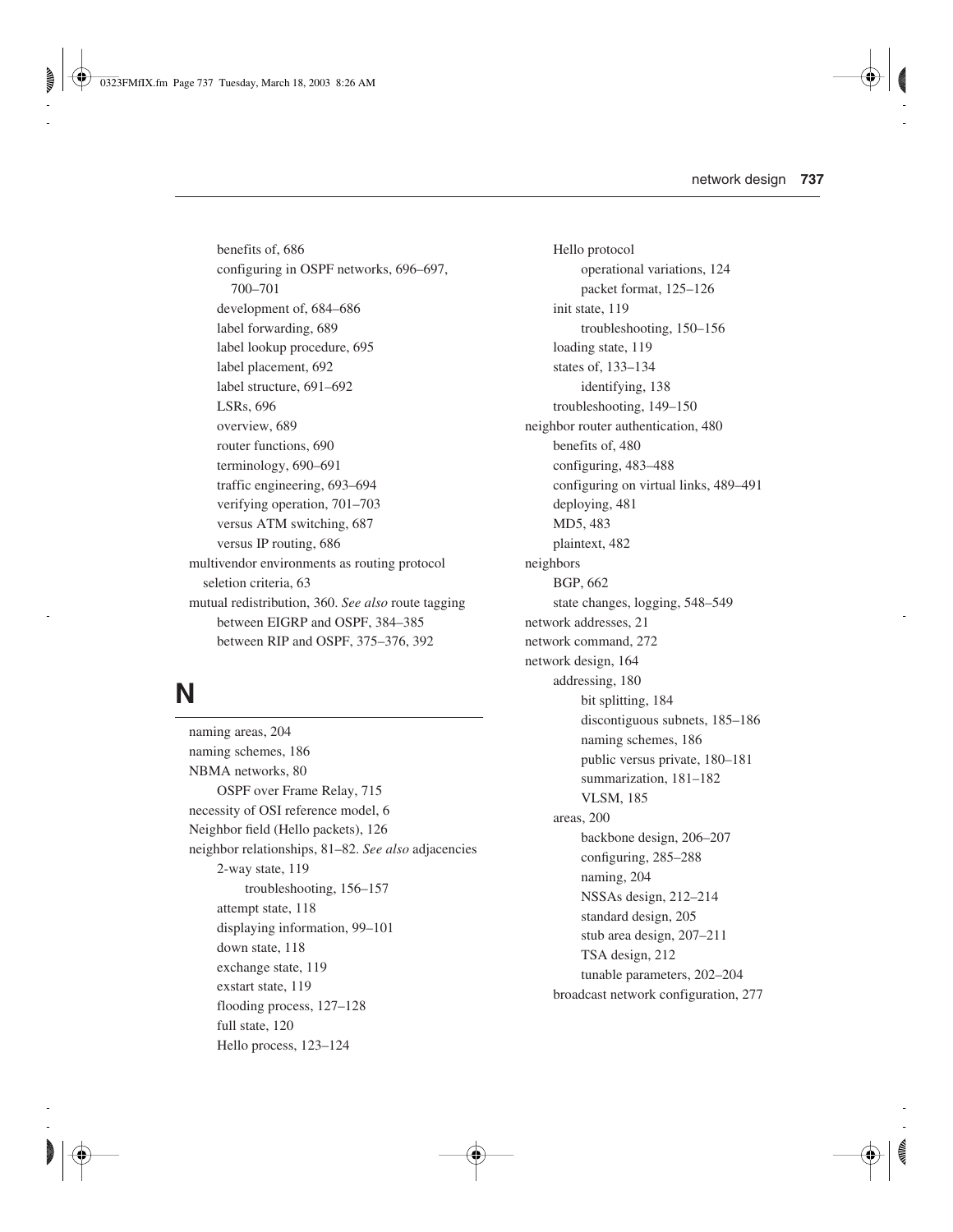- benefits of, 686
- configuring in OSPF networks, 696–697, 700–701
- development of, 684–686
- label forwarding, 689
- label lookup procedure, 695
- label placement, 692
- label structure, 691–692
- LSRs, 696
- overview, 689
- router functions, 690
- terminology, 690–691
- traffic engineering, 693–694
- verifying operation, 701–703
- versus ATM switching, 687
- versus IP routing, 686

multivendor environments as routing protocol seletion criteria, 63

mutual redistribution, 360. *See also* route tagging
- between EIGRP and OSPF, 384–385
- between RIP and OSPF, 375–376, 392

## N

naming areas, 204

naming schemes, 186

NBMA networks, 80
- OSPF over Frame Relay, 715

necessity of OSI reference model, 6

Neighbor field (Hello packets), 126

neighbor relationships, 81–82. *See also* adjacencies
- 2-way state, 119
  - troubleshooting, 156–157
- attempt state, 118
- displaying information, 99–101
- down state, 118
- exchange state, 119
- exstart state, 119
- flooding process, 127–128
- full state, 120
- Hello process, 123–124
- Hello protocol
  - operational variations, 124
  - packet format, 125–126
- init state, 119
  - troubleshooting, 150–156
- loading state, 119
- states of, 133–134
  - identifying, 138
- troubleshooting, 149–150

neighbor router authentication, 480
- benefits of, 480
- configuring, 483–488
- configuring on virtual links, 489–491
- deploying, 481
- MD5, 483
- plaintext, 482

neighbors
- BGP, 662
- state changes, logging, 548–549

network addresses, 21

network command, 272

network design, 164
- addressing, 180
  - bit splitting, 184
  - discontiguous subnets, 185–186
  - naming schemes, 186
  - public versus private, 180–181
  - summarization, 181–182
  - VLSM, 185
- areas, 200
  - backbone design, 206–207
  - configuring, 285–288
  - naming, 204
  - NSSAs design, 212–214
  - standard design, 205
  - stub area design, 207–211
  - TSA design, 212
  - tunable parameters, 202–204
- broadcast network configuration, 277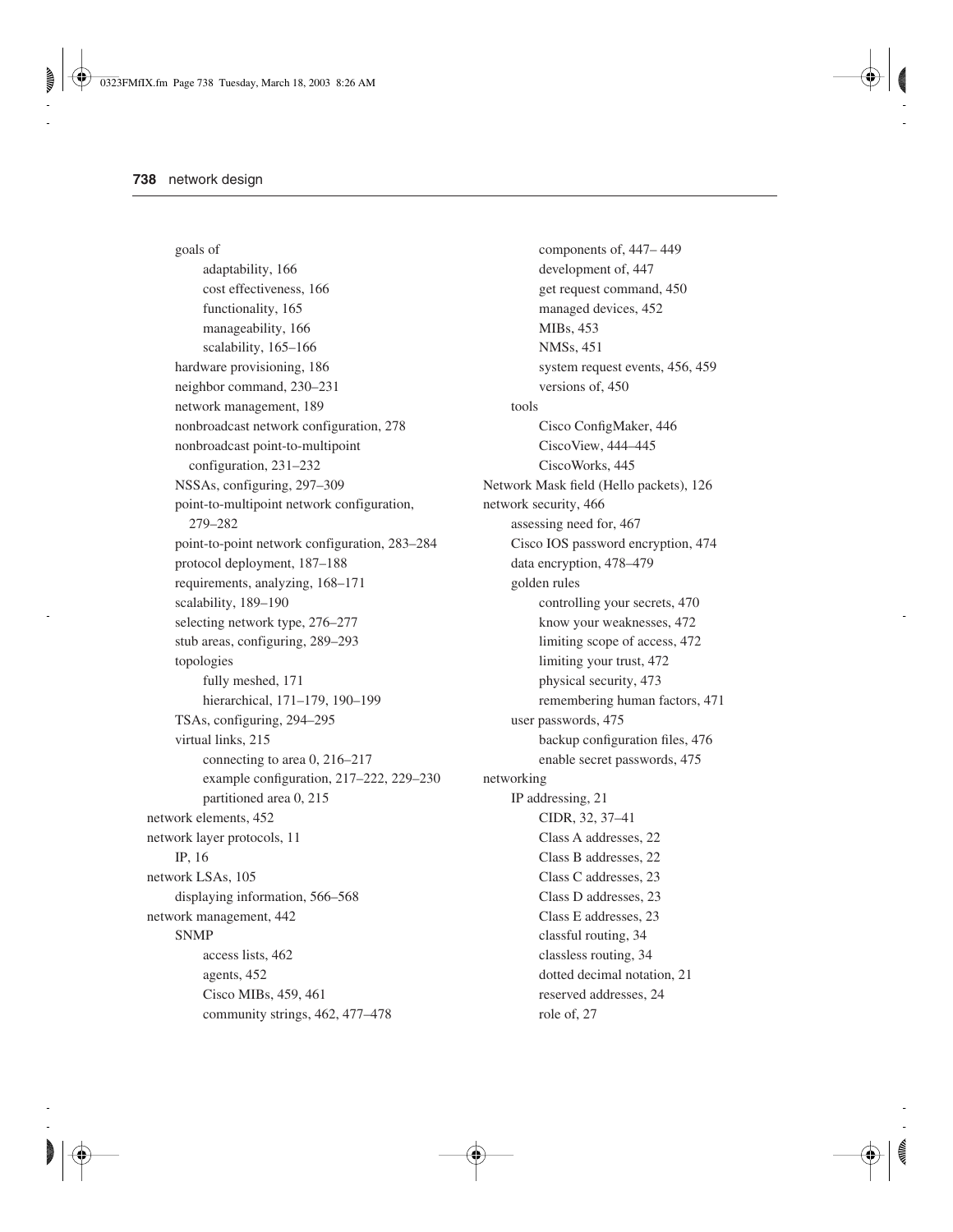- goals of
  - adaptability, 166
  - cost effectiveness, 166
  - functionality, 165
  - manageability, 166
  - scalability, 165–166
- hardware provisioning, 186
- neighbor command, 230–231
- network management, 189
- nonbroadcast network configuration, 278
- nonbroadcast point-to-multipoint configuration, 231–232
- NSSAs, configuring, 297–309
- point-to-multipoint network configuration, 279–282
- point-to-point network configuration, 283–284
- protocol deployment, 187–188
- requirements, analyzing, 168–171
- scalability, 189–190
- selecting network type, 276–277
- stub areas, configuring, 289–293
- topologies
  - fully meshed, 171
  - hierarchical, 171–179, 190–199
- TSAs, configuring, 294–295
- virtual links, 215
  - connecting to area 0, 216–217
  - example configuration, 217–222, 229–230
  - partitioned area 0, 215

network elements, 452

network layer protocols, 11
- IP, 16

network LSAs, 105
- displaying information, 566–568

network management, 442
- SNMP
  - access lists, 462
  - agents, 452
  - Cisco MIBs, 459, 461
  - community strings, 462, 477–478
  - components of, 447– 449
  - development of, 447
  - get request command, 450
  - managed devices, 452
  - MIBs, 453
  - NMSs, 451
  - system request events, 456, 459
  - versions of, 450
- tools
  - Cisco ConfigMaker, 446
  - CiscoView, 444–445
  - CiscoWorks, 445

Network Mask field (Hello packets), 126

network security, 466
- assessing need for, 467
- Cisco IOS password encryption, 474
- data encryption, 478–479
- golden rules
  - controlling your secrets, 470
  - know your weaknesses, 472
  - limiting scope of access, 472
  - limiting your trust, 472
  - physical security, 473
  - remembering human factors, 471
- user passwords, 475
  - backup configuration files, 476
  - enable secret passwords, 475

networking
- IP addressing, 21
  - CIDR, 32, 37–41
  - Class A addresses, 22
  - Class B addresses, 22
  - Class C addresses, 23
  - Class D addresses, 23
  - Class E addresses, 23
  - classful routing, 34
  - classless routing, 34
  - dotted decimal notation, 21
  - reserved addresses, 24
  - role of, 27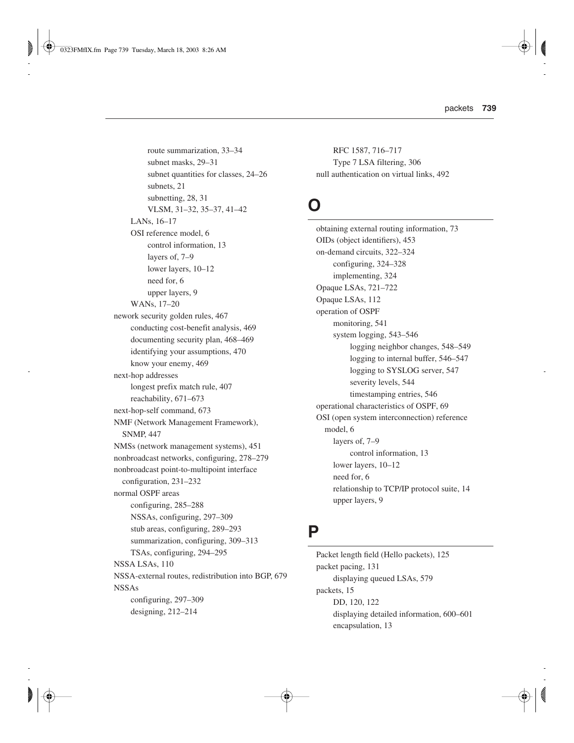route summarization, 33–34
subnet masks, 29–31
subnet quantities for classes, 24–26
subnets, 21
subnetting, 28, 31
VLSM, 31–32, 35–37, 41–42
- LANs, 16–17
- OSI reference model, 6
  - control information, 13
  - layers of, 7–9
  - lower layers, 10–12
  - need for, 6
  - upper layers, 9
- WANs, 17–20

nework security golden rules, 467
- conducting cost-benefit analysis, 469
- documenting security plan, 468–469
- identifying your assumptions, 470
- know your enemy, 469

next-hop addresses
- longest prefix match rule, 407
- reachability, 671–673

next-hop-self command, 673

NMF (Network Management Framework), SNMP, 447

NMSs (network management systems), 451

nonbroadcast networks, configuring, 278–279

nonbroadcast point-to-multipoint interface configuration, 231–232

normal OSPF areas
- configuring, 285–288
- NSSAs, configuring, 297–309
- stub areas, configuring, 289–293
- summarization, configuring, 309–313
- TSAs, configuring, 294–295

NSSA LSAs, 110

NSSA-external routes, redistribution into BGP, 679

NSSAs
- configuring, 297–309
- designing, 212–214
- RFC 1587, 716–717
- Type 7 LSA filtering, 306

null authentication on virtual links, 492

# O

obtaining external routing information, 73

OIDs (object identifiers), 453

on-demand circuits, 322–324
- configuring, 324–328
- implementing, 324

Opaque LSAs, 721–722

Opaque LSAs, 112

operation of OSPF
- monitoring, 541
- system logging, 543–546
  - logging neighbor changes, 548–549
  - logging to internal buffer, 546–547
  - logging to SYSLOG server, 547
  - severity levels, 544
  - timestamping entries, 546

operational characteristics of OSPF, 69

OSI (open system interconnection) reference model, 6
- layers of, 7–9
  - control information, 13
- lower layers, 10–12
- need for, 6
- relationship to TCP/IP protocol suite, 14
- upper layers, 9

# P

Packet length field (Hello packets), 125

packet pacing, 131
- displaying queued LSAs, 579

packets, 15
- DD, 120, 122
- displaying detailed information, 600–601
- encapsulation, 13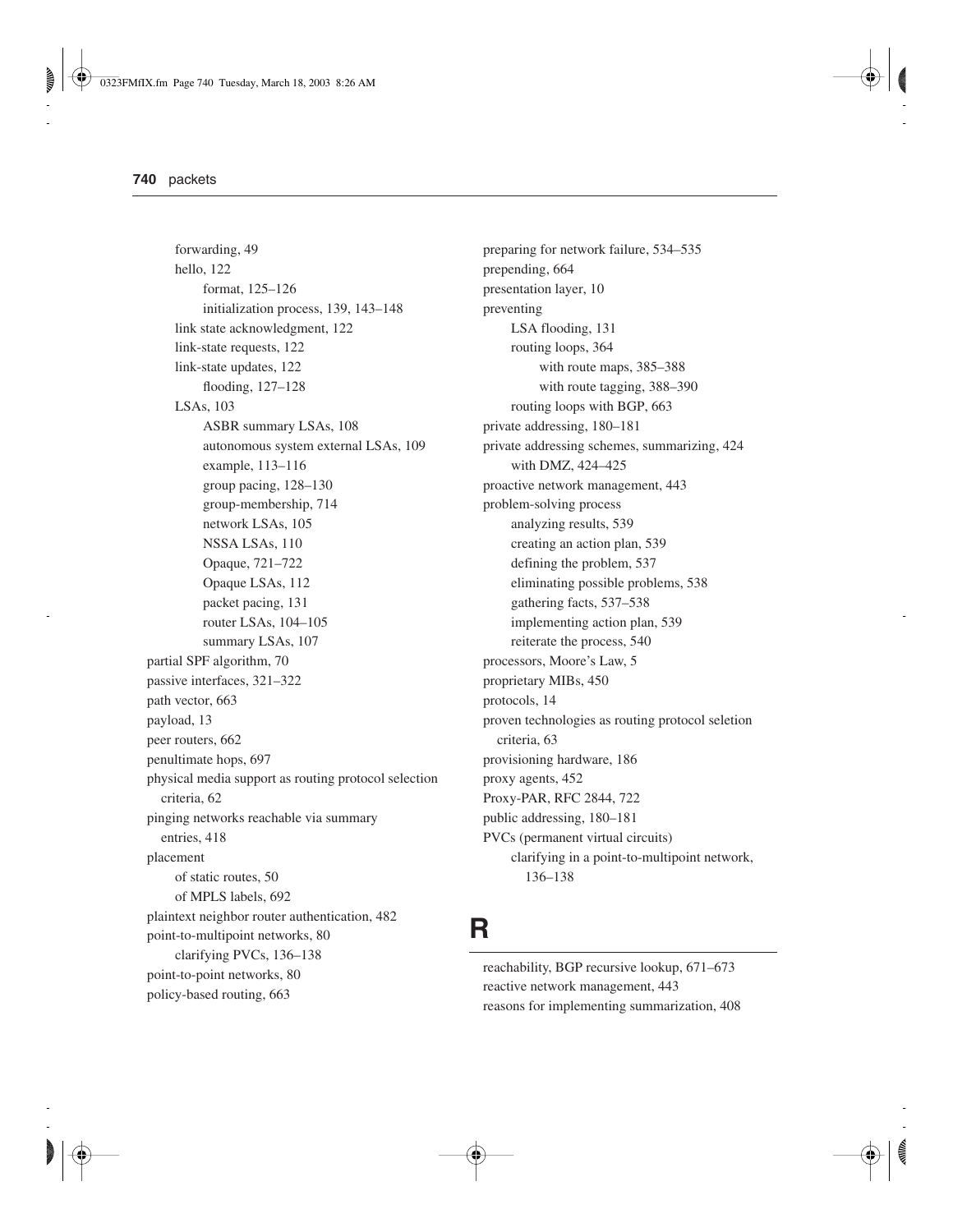forwarding, 49
hello, 122
format, 125–126
initialization process, 139, 143–148
link state acknowledgment, 122
link-state requests, 122
link-state updates, 122
flooding, 127–128
LSAs, 103
ASBR summary LSAs, 108
autonomous system external LSAs, 109
example, 113–116
group pacing, 128–130
group-membership, 714
network LSAs, 105
NSSA LSAs, 110
Opaque, 721–722
Opaque LSAs, 112
packet pacing, 131
router LSAs, 104–105
summary LSAs, 107
partial SPF algorithm, 70
passive interfaces, 321–322
path vector, 663
payload, 13
peer routers, 662
penultimate hops, 697
physical media support as routing protocol selection criteria, 62
pinging networks reachable via summary entries, 418
placement
of static routes, 50
of MPLS labels, 692
plaintext neighbor router authentication, 482
point-to-multipoint networks, 80
clarifying PVCs, 136–138
point-to-point networks, 80
policy-based routing, 663
preparing for network failure, 534–535
prepending, 664
presentation layer, 10
preventing
LSA flooding, 131
routing loops, 364
with route maps, 385–388
with route tagging, 388–390
routing loops with BGP, 663
private addressing, 180–181
private addressing schemes, summarizing, 424
with DMZ, 424–425
proactive network management, 443
problem-solving process
analyzing results, 539
creating an action plan, 539
defining the problem, 537
eliminating possible problems, 538
gathering facts, 537–538
implementing action plan, 539
reiterate the process, 540
processors, Moore's Law, 5
proprietary MIBs, 450
protocols, 14
proven technologies as routing protocol seletion criteria, 63
provisioning hardware, 186
proxy agents, 452
Proxy-PAR, RFC 2844, 722
public addressing, 180–181
PVCs (permanent virtual circuits)
clarifying in a point-to-multipoint network, 136–138

# R

reachability, BGP recursive lookup, 671–673
reactive network management, 443
reasons for implementing summarization, 408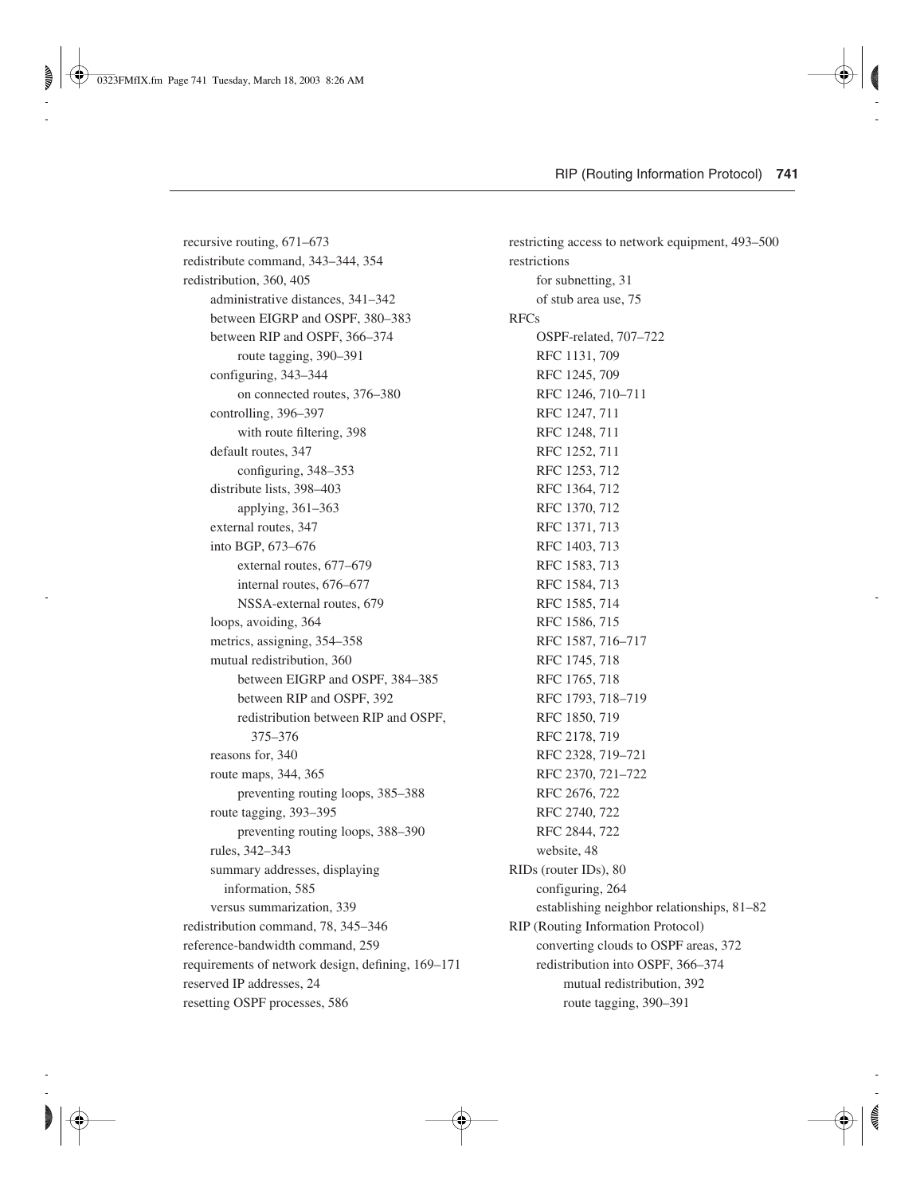recursive routing, 671–673
redistribute command, 343–344, 354
redistribution, 360, 405
- administrative distances, 341–342
- between EIGRP and OSPF, 380–383
- between RIP and OSPF, 366–374
  - route tagging, 390–391
- configuring, 343–344
  - on connected routes, 376–380
- controlling, 396–397
  - with route filtering, 398
- default routes, 347
  - configuring, 348–353
- distribute lists, 398–403
  - applying, 361–363
- external routes, 347
- into BGP, 673–676
  - external routes, 677–679
  - internal routes, 676–677
  - NSSA-external routes, 679
- loops, avoiding, 364
- metrics, assigning, 354–358
- mutual redistribution, 360
  - between EIGRP and OSPF, 384–385
  - between RIP and OSPF, 392
  - redistribution between RIP and OSPF, 375–376
- reasons for, 340
- route maps, 344, 365
  - preventing routing loops, 385–388
- route tagging, 393–395
  - preventing routing loops, 388–390
- rules, 342–343
- summary addresses, displaying information, 585
- versus summarization, 339

redistribution command, 78, 345–346
reference-bandwidth command, 259
requirements of network design, defining, 169–171
reserved IP addresses, 24
resetting OSPF processes, 586
restricting access to network equipment, 493–500
restrictions
- for subnetting, 31
- of stub area use, 75

RFCs
- OSPF-related, 707–722
- RFC 1131, 709
- RFC 1245, 709
- RFC 1246, 710–711
- RFC 1247, 711
- RFC 1248, 711
- RFC 1252, 711
- RFC 1253, 712
- RFC 1364, 712
- RFC 1370, 712
- RFC 1371, 713
- RFC 1403, 713
- RFC 1583, 713
- RFC 1584, 713
- RFC 1585, 714
- RFC 1586, 715
- RFC 1587, 716–717
- RFC 1745, 718
- RFC 1765, 718
- RFC 1793, 718–719
- RFC 1850, 719
- RFC 2178, 719
- RFC 2328, 719–721
- RFC 2370, 721–722
- RFC 2676, 722
- RFC 2740, 722
- RFC 2844, 722
- website, 48

RIDs (router IDs), 80
- configuring, 264
- establishing neighbor relationships, 81–82

RIP (Routing Information Protocol)
- converting clouds to OSPF areas, 372
- redistribution into OSPF, 366–374
  - mutual redistribution, 392
  - route tagging, 390–391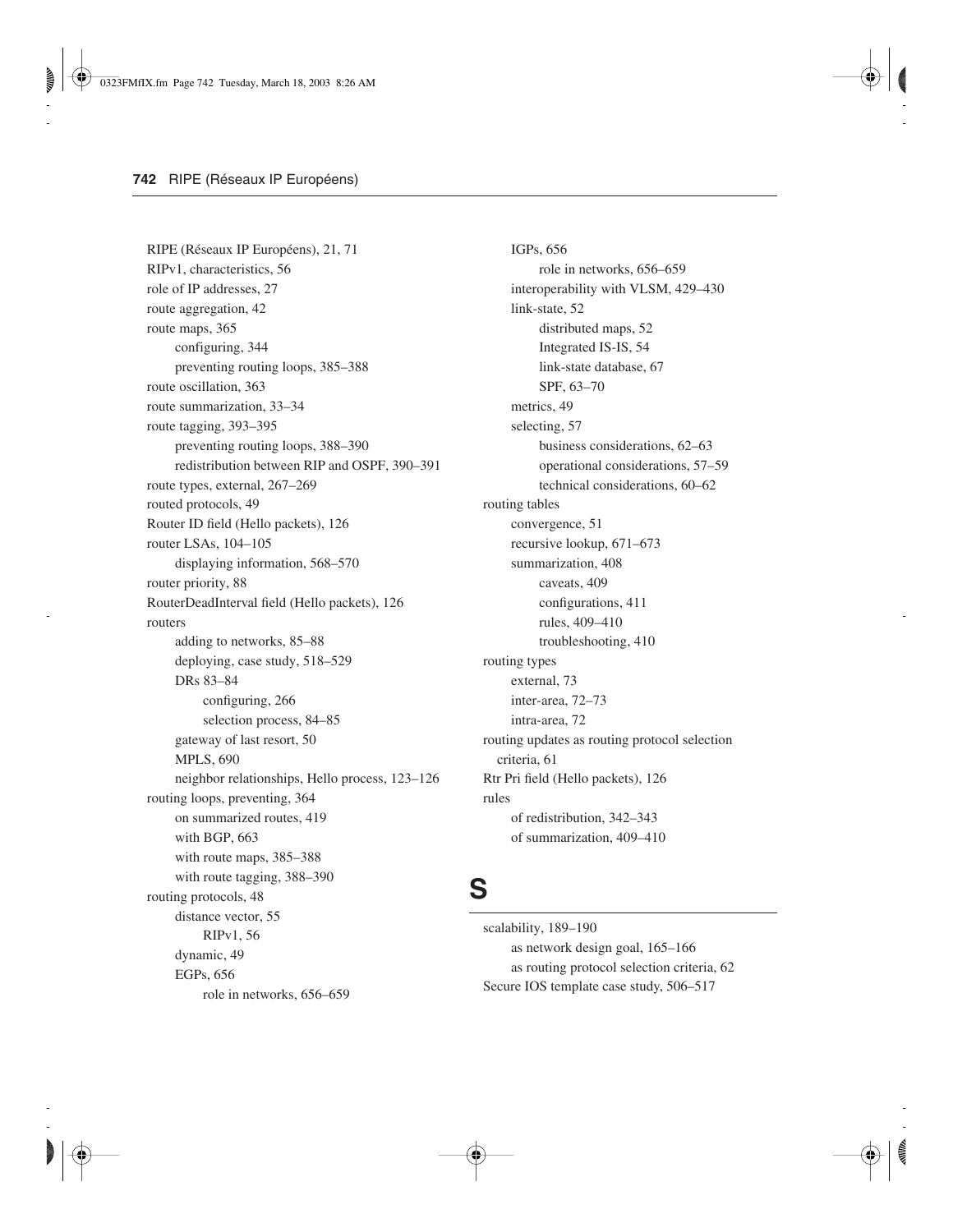RIPE (Réseaux IP Européens), 21, 71
RIPv1, characteristics, 56
role of IP addresses, 27
route aggregation, 42
route maps, 365
    configuring, 344
    preventing routing loops, 385–388
route oscillation, 363
route summarization, 33–34
route tagging, 393–395
    preventing routing loops, 388–390
    redistribution between RIP and OSPF, 390–391
route types, external, 267–269
routed protocols, 49
Router ID field (Hello packets), 126
router LSAs, 104–105
    displaying information, 568–570
router priority, 88
RouterDeadInterval field (Hello packets), 126
routers
    adding to networks, 85–88
    deploying, case study, 518–529
    DRs 83–84
        configuring, 266
        selection process, 84–85
    gateway of last resort, 50
    MPLS, 690
    neighbor relationships, Hello process, 123–126
routing loops, preventing, 364
    on summarized routes, 419
    with BGP, 663
    with route maps, 385–388
    with route tagging, 388–390
routing protocols, 48
    distance vector, 55
        RIPv1, 56
    dynamic, 49
    EGPs, 656
        role in networks, 656–659
    IGPs, 656
        role in networks, 656–659
    interoperability with VLSM, 429–430
    link-state, 52
        distributed maps, 52
        Integrated IS-IS, 54
        link-state database, 67
        SPF, 63–70
    metrics, 49
    selecting, 57
        business considerations, 62–63
        operational considerations, 57–59
        technical considerations, 60–62
routing tables
    convergence, 51
    recursive lookup, 671–673
    summarization, 408
        caveats, 409
        configurations, 411
        rules, 409–410
        troubleshooting, 410
routing types
    external, 73
    inter-area, 72–73
    intra-area, 72
routing updates as routing protocol selection criteria, 61
Rtr Pri field (Hello packets), 126
rules
    of redistribution, 342–343
    of summarization, 409–410

# S

scalability, 189–190
    as network design goal, 165–166
    as routing protocol selection criteria, 62
Secure IOS template case study, 506–517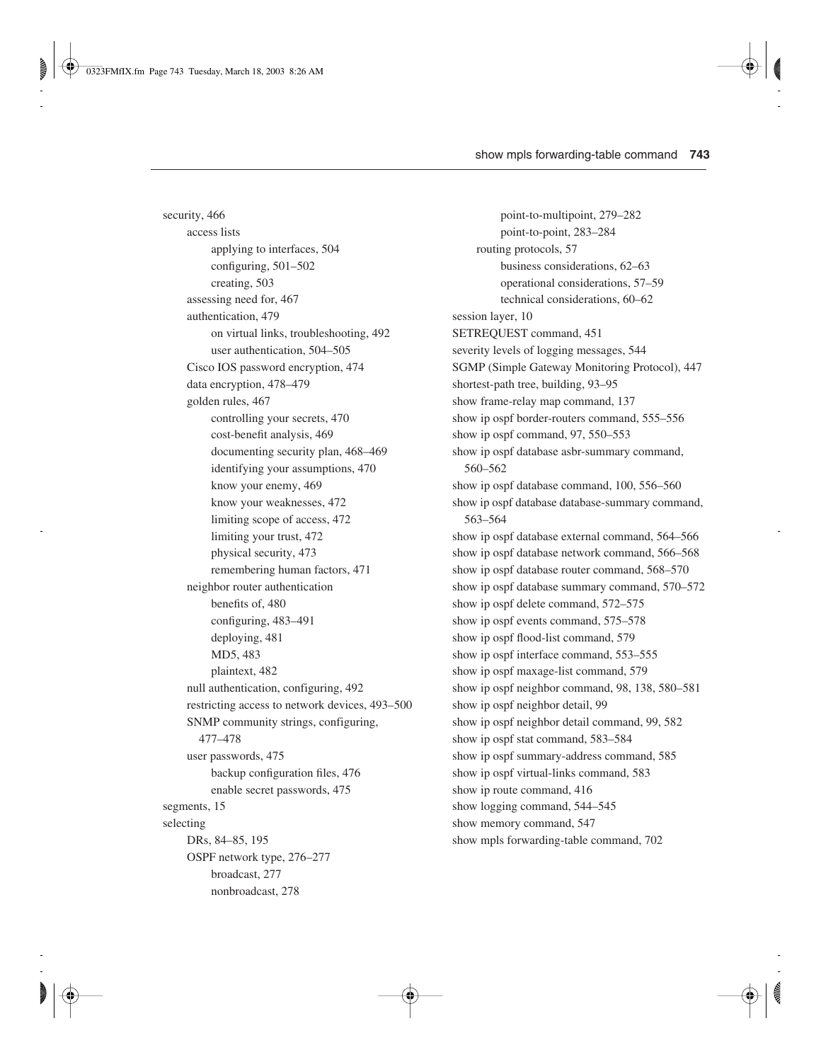security, 466
- access lists
  - applying to interfaces, 504
  - configuring, 501–502
  - creating, 503
- assessing need for, 467
- authentication, 479
  - on virtual links, troubleshooting, 492
  - user authentication, 504–505
- Cisco IOS password encryption, 474
- data encryption, 478–479
- golden rules, 467
  - controlling your secrets, 470
  - cost-benefit analysis, 469
  - documenting security plan, 468–469
  - identifying your assumptions, 470
  - know your enemy, 469
  - know your weaknesses, 472
  - limiting scope of access, 472
  - limiting your trust, 472
  - physical security, 473
  - remembering human factors, 471
- neighbor router authentication
  - benefits of, 480
  - configuring, 483–491
  - deploying, 481
  - MD5, 483
  - plaintext, 482
- null authentication, configuring, 492
- restricting access to network devices, 493–500
- SNMP community strings, configuring, 477–478
- user passwords, 475
  - backup configuration files, 476
  - enable secret passwords, 475

segments, 15

selecting
- DRs, 84–85, 195
- OSPF network type, 276–277
  - broadcast, 277
  - nonbroadcast, 278
  - point-to-multipoint, 279–282
  - point-to-point, 283–284
- routing protocols, 57
  - business considerations, 62–63
  - operational considerations, 57–59
  - technical considerations, 60–62

session layer, 10

SETREQUEST command, 451

severity levels of logging messages, 544

SGMP (Simple Gateway Monitoring Protocol), 447

shortest-path tree, building, 93–95

show frame-relay map command, 137

show ip ospf border-routers command, 555–556

show ip ospf command, 97, 550–553

show ip ospf database asbr-summary command, 560–562

show ip ospf database command, 100, 556–560

show ip ospf database database-summary command, 563–564

show ip ospf database external command, 564–566

show ip ospf database network command, 566–568

show ip ospf database router command, 568–570

show ip ospf database summary command, 570–572

show ip ospf delete command, 572–575

show ip ospf events command, 575–578

show ip ospf flood-list command, 579

show ip ospf interface command, 553–555

show ip ospf maxage-list command, 579

show ip ospf neighbor command, 98, 138, 580–581

show ip ospf neighbor detail, 99

show ip ospf neighbor detail command, 99, 582

show ip ospf stat command, 583–584

show ip ospf summary-address command, 585

show ip ospf virtual-links command, 583

show ip route command, 416

show logging command, 544–545

show memory command, 547

show mpls forwarding-table command, 702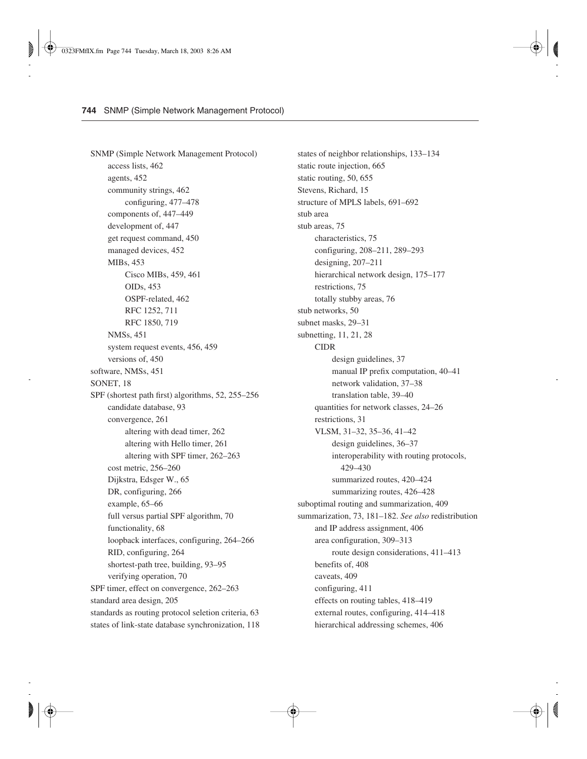SNMP (Simple Network Management Protocol)
- access lists, 462
- agents, 452
- community strings, 462
  - configuring, 477–478
- components of, 447–449
- development of, 447
- get request command, 450
- managed devices, 452
- MIBs, 453
  - Cisco MIBs, 459, 461
  - OIDs, 453
  - OSPF-related, 462
  - RFC 1252, 711
  - RFC 1850, 719
- NMSs, 451
- system request events, 456, 459
- versions of, 450

software, NMSs, 451

SONET, 18

SPF (shortest path first) algorithms, 52, 255–256
- candidate database, 93
- convergence, 261
  - altering with dead timer, 262
  - altering with Hello timer, 261
  - altering with SPF timer, 262–263
- cost metric, 256–260
- Dijkstra, Edsger W., 65
- DR, configuring, 266
- example, 65–66
- full versus partial SPF algorithm, 70
- functionality, 68
- loopback interfaces, configuring, 264–266
- RID, configuring, 264
- shortest-path tree, building, 93–95
- verifying operation, 70

SPF timer, effect on convergence, 262–263

standard area design, 205

standards as routing protocol seletion criteria, 63

states of link-state database synchronization, 118

states of neighbor relationships, 133–134

static route injection, 665

static routing, 50, 655

Stevens, Richard, 15

structure of MPLS labels, 691–692

stub area

stub areas, 75
- characteristics, 75
- configuring, 208–211, 289–293
- designing, 207–211
- hierarchical network design, 175–177
- restrictions, 75
- totally stubby areas, 76

stub networks, 50

subnet masks, 29–31

subnetting, 11, 21, 28
- CIDR
  - design guidelines, 37
  - manual IP prefix computation, 40–41
  - network validation, 37–38
  - translation table, 39–40
- quantities for network classes, 24–26
- restrictions, 31
- VLSM, 31–32, 35–36, 41–42
  - design guidelines, 36–37
  - interoperability with routing protocols, 429–430
  - summarized routes, 420–424
  - summarizing routes, 426–428

suboptimal routing and summarization, 409

summarization, 73, 181–182. *See also* redistribution
- and IP address assignment, 406
- area configuration, 309–313
  - route design considerations, 411–413
- benefits of, 408
- caveats, 409
- configuring, 411
- effects on routing tables, 418–419
- external routes, configuring, 414–418
- hierarchical addressing schemes, 406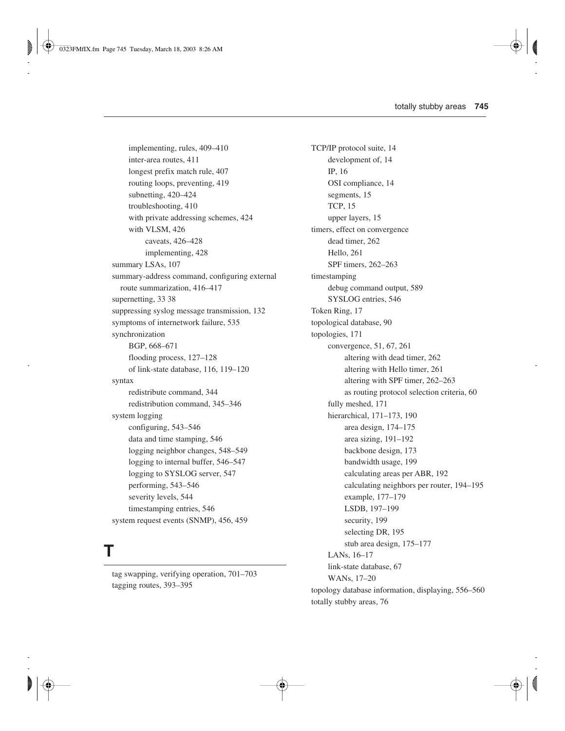implementing, rules, 409–410
inter-area routes, 411
longest prefix match rule, 407
routing loops, preventing, 419
subnetting, 420–424
troubleshooting, 410
with private addressing schemes, 424
with VLSM, 426
caveats, 426–428
implementing, 428

summary LSAs, 107
summary-address command, configuring external route summarization, 416–417
supernetting, 33 38
suppressing syslog message transmission, 132
symptoms of internetwork failure, 535
synchronization
BGP, 668–671
flooding process, 127–128
of link-state database, 116, 119–120

syntax
redistribute command, 344
redistribution command, 345–346

system logging
configuring, 543–546
data and time stamping, 546
logging neighbor changes, 548–549
logging to internal buffer, 546–547
logging to SYSLOG server, 547
performing, 543–546
severity levels, 544
timestamping entries, 546

system request events (SNMP), 456, 459

# T

tag swapping, verifying operation, 701–703
tagging routes, 393–395
TCP/IP protocol suite, 14
development of, 14
IP, 16
OSI compliance, 14
segments, 15
TCP, 15
upper layers, 15

timers, effect on convergence
dead timer, 262
Hello, 261
SPF timers, 262–263

timestamping
debug command output, 589
SYSLOG entries, 546

Token Ring, 17
topological database, 90
topologies, 171
convergence, 51, 67, 261
altering with dead timer, 262
altering with Hello timer, 261
altering with SPF timer, 262–263
as routing protocol selection criteria, 60
fully meshed, 171
hierarchical, 171–173, 190
area design, 174–175
area sizing, 191–192
backbone design, 173
bandwidth usage, 199
calculating areas per ABR, 192
calculating neighbors per router, 194–195
example, 177–179
LSDB, 197–199
security, 199
selecting DR, 195
stub area design, 175–177
LANs, 16–17
link-state database, 67
WANs, 17–20

topology database information, displaying, 556–560
totally stubby areas, 76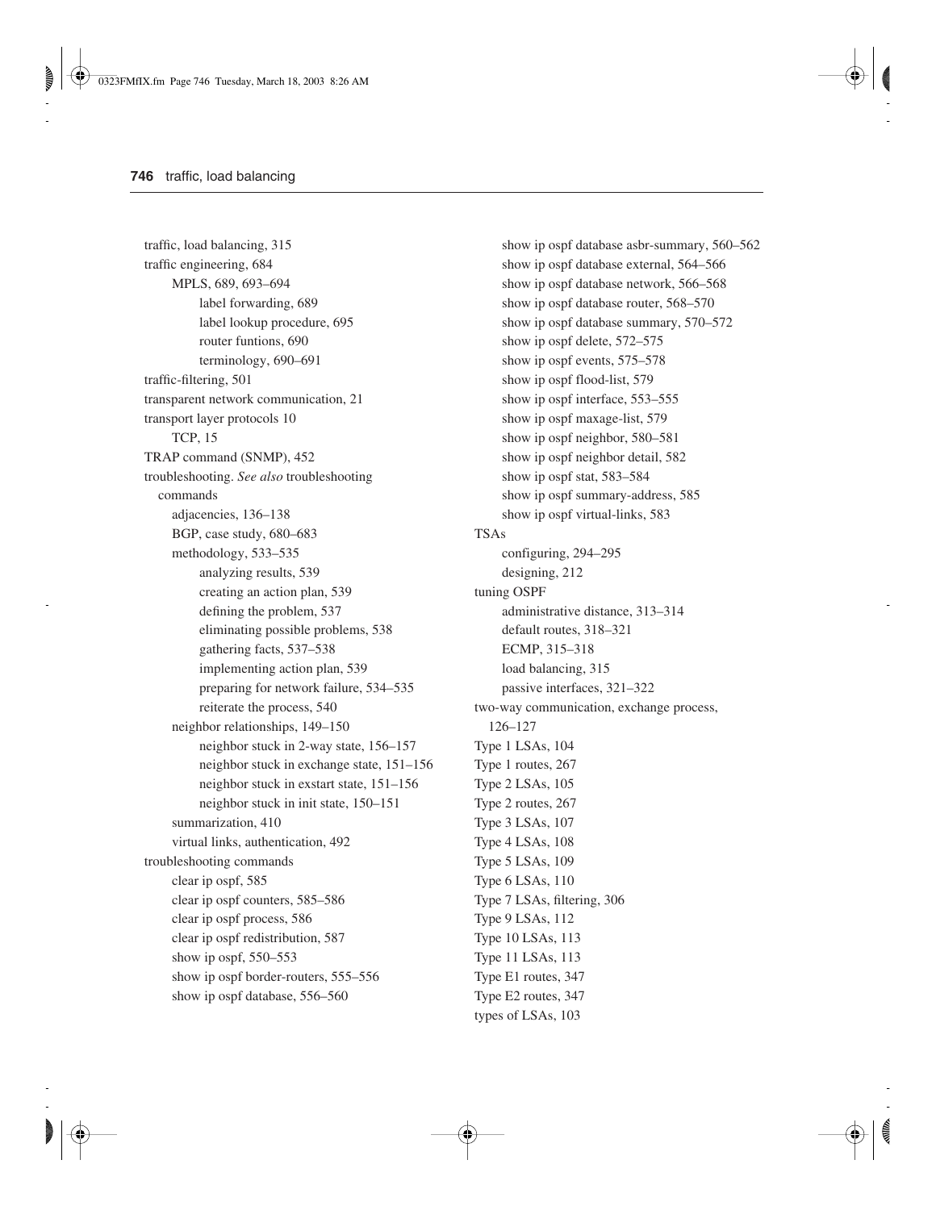traffic, load balancing, 315
traffic engineering, 684
- MPLS, 689, 693–694
  - label forwarding, 689
  - label lookup procedure, 695
  - router funtions, 690
  - terminology, 690–691

traffic-filtering, 501
transparent network communication, 21
transport layer protocols 10
- TCP, 15

TRAP command (SNMP), 452
troubleshooting. *See also* troubleshooting commands
- adjacencies, 136–138
- BGP, case study, 680–683
- methodology, 533–535
  - analyzing results, 539
  - creating an action plan, 539
  - defining the problem, 537
  - eliminating possible problems, 538
  - gathering facts, 537–538
  - implementing action plan, 539
  - preparing for network failure, 534–535
  - reiterate the process, 540
- neighbor relationships, 149–150
  - neighbor stuck in 2-way state, 156–157
  - neighbor stuck in exchange state, 151–156
  - neighbor stuck in exstart state, 151–156
  - neighbor stuck in init state, 150–151
- summarization, 410
- virtual links, authentication, 492

troubleshooting commands
- clear ip ospf, 585
- clear ip ospf counters, 585–586
- clear ip ospf process, 586
- clear ip ospf redistribution, 587
- show ip ospf, 550–553
- show ip ospf border-routers, 555–556
- show ip ospf database, 556–560
- show ip ospf database asbr-summary, 560–562
- show ip ospf database external, 564–566
- show ip ospf database network, 566–568
- show ip ospf database router, 568–570
- show ip ospf database summary, 570–572
- show ip ospf delete, 572–575
- show ip ospf events, 575–578
- show ip ospf flood-list, 579
- show ip ospf interface, 553–555
- show ip ospf maxage-list, 579
- show ip ospf neighbor, 580–581
- show ip ospf neighbor detail, 582
- show ip ospf stat, 583–584
- show ip ospf summary-address, 585
- show ip ospf virtual-links, 583

TSAs
- configuring, 294–295
- designing, 212

tuning OSPF
- administrative distance, 313–314
- default routes, 318–321
- ECMP, 315–318
- load balancing, 315
- passive interfaces, 321–322

two-way communication, exchange process, 126–127
Type 1 LSAs, 104
Type 1 routes, 267
Type 2 LSAs, 105
Type 2 routes, 267
Type 3 LSAs, 107
Type 4 LSAs, 108
Type 5 LSAs, 109
Type 6 LSAs, 110
Type 7 LSAs, filtering, 306
Type 9 LSAs, 112
Type 10 LSAs, 113
Type 11 LSAs, 113
Type E1 routes, 347
Type E2 routes, 347
types of LSAs, 103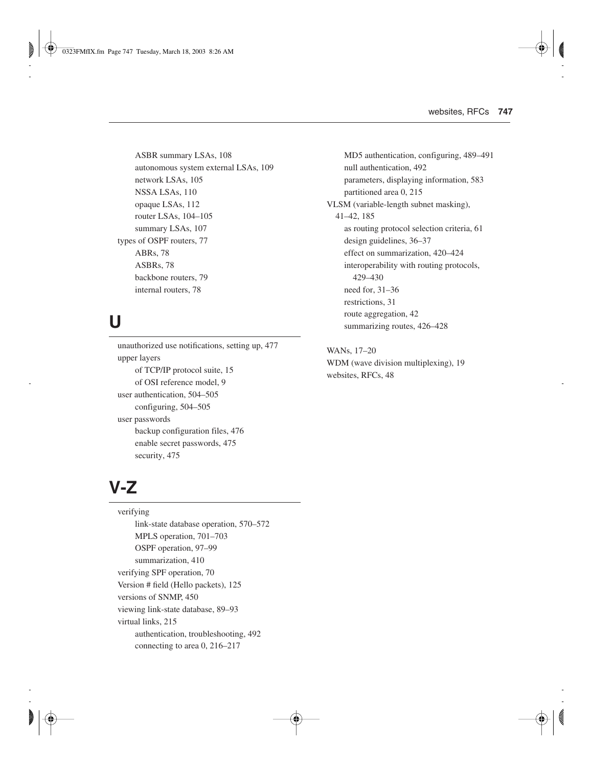ASBR summary LSAs, 108
autonomous system external LSAs, 109
network LSAs, 105
NSSA LSAs, 110
opaque LSAs, 112
router LSAs, 104–105
summary LSAs, 107

types of OSPF routers, 77
ABRs, 78
ASBRs, 78
backbone routers, 79
internal routers, 78

# U

unauthorized use notifications, setting up, 477
upper layers
of TCP/IP protocol suite, 15
of OSI reference model, 9
user authentication, 504–505
configuring, 504–505
user passwords
backup configuration files, 476
enable secret passwords, 475
security, 475

# V-Z

verifying
link-state database operation, 570–572
MPLS operation, 701–703
OSPF operation, 97–99
summarization, 410
verifying SPF operation, 70
Version # field (Hello packets), 125
versions of SNMP, 450
viewing link-state database, 89–93
virtual links, 215
authentication, troubleshooting, 492
connecting to area 0, 216–217
MD5 authentication, configuring, 489–491
null authentication, 492
parameters, displaying information, 583
partitioned area 0, 215
VLSM (variable-length subnet masking), 41–42, 185
as routing protocol selection criteria, 61
design guidelines, 36–37
effect on summarization, 420–424
interoperability with routing protocols, 429–430
need for, 31–36
restrictions, 31
route aggregation, 42
summarizing routes, 426–428

WANs, 17–20
WDM (wave division multiplexing), 19
websites, RFCs, 48